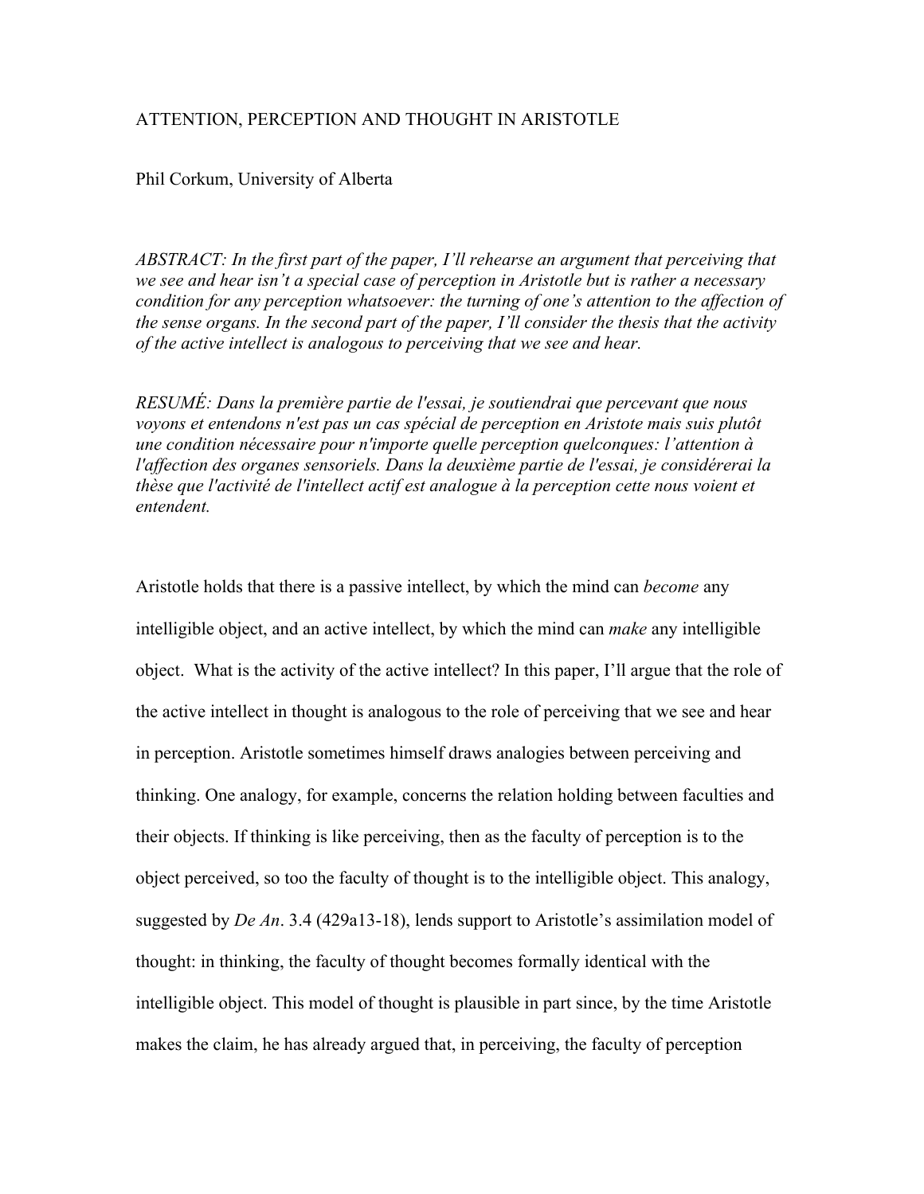# ATTENTION, PERCEPTION AND THOUGHT IN ARISTOTLE

Phil Corkum, University of Alberta

*ABSTRACT: In the first part of the paper, I'll rehearse an argument that perceiving that we see and hear isn't a special case of perception in Aristotle but is rather a necessary condition for any perception whatsoever: the turning of one's attention to the affection of the sense organs. In the second part of the paper, I'll consider the thesis that the activity of the active intellect is analogous to perceiving that we see and hear.*

*RESUMÉ: Dans la première partie de l'essai, je soutiendrai que percevant que nous voyons et entendons n'est pas un cas spécial de perception en Aristote mais suis plutôt une condition nécessaire pour n'importe quelle perception quelconques: l'attention à l'affection des organes sensoriels. Dans la deuxième partie de l'essai, je considérerai la thèse que l'activité de l'intellect actif est analogue à la perception cette nous voient et entendent.*

Aristotle holds that there is a passive intellect, by which the mind can *become* any intelligible object, and an active intellect, by which the mind can *make* any intelligible object. What is the activity of the active intellect? In this paper, I'll argue that the role of the active intellect in thought is analogous to the role of perceiving that we see and hear in perception. Aristotle sometimes himself draws analogies between perceiving and thinking. One analogy, for example, concerns the relation holding between faculties and their objects. If thinking is like perceiving, then as the faculty of perception is to the object perceived, so too the faculty of thought is to the intelligible object. This analogy, suggested by *De An*. 3.4 (429a13-18), lends support to Aristotle's assimilation model of thought: in thinking, the faculty of thought becomes formally identical with the intelligible object. This model of thought is plausible in part since, by the time Aristotle makes the claim, he has already argued that, in perceiving, the faculty of perception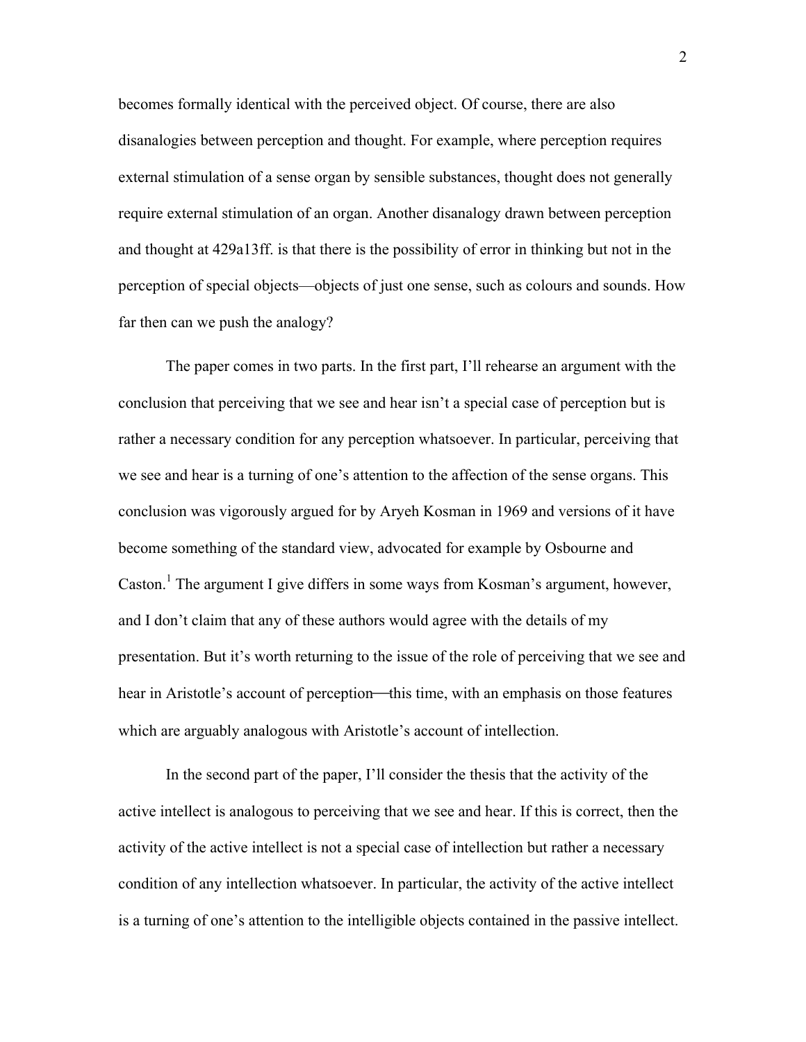becomes formally identical with the perceived object. Of course, there are also disanalogies between perception and thought. For example, where perception requires external stimulation of a sense organ by sensible substances, thought does not generally require external stimulation of an organ. Another disanalogy drawn between perception and thought at 429a13ff. is that there is the possibility of error in thinking but not in the perception of special objects—objects of just one sense, such as colours and sounds. How far then can we push the analogy?

The paper comes in two parts. In the first part, I'll rehearse an argument with the conclusion that perceiving that we see and hear isn't a special case of perception but is rather a necessary condition for any perception whatsoever. In particular, perceiving that we see and hear is a turning of one's attention to the affection of the sense organs. This conclusion was vigorously argued for by Aryeh Kosman in 1969 and versions of it have become something of the standard view, advocated for example by Osbourne and Caston.[1] The argument I give differs in some ways from Kosman's argument, however, and I don't claim that any of these authors would agree with the details of my presentation. But it's worth returning to the issue of the role of perceiving that we see and hear in Aristotle's account of perception—this time, with an emphasis on those features which are arguably analogous with Aristotle's account of intellection.

In the second part of the paper, I'll consider the thesis that the activity of the active intellect is analogous to perceiving that we see and hear. If this is correct, then the activity of the active intellect is not a special case of intellection but rather a necessary condition of any intellection whatsoever. In particular, the activity of the active intellect is a turning of one's attention to the intelligible objects contained in the passive intellect.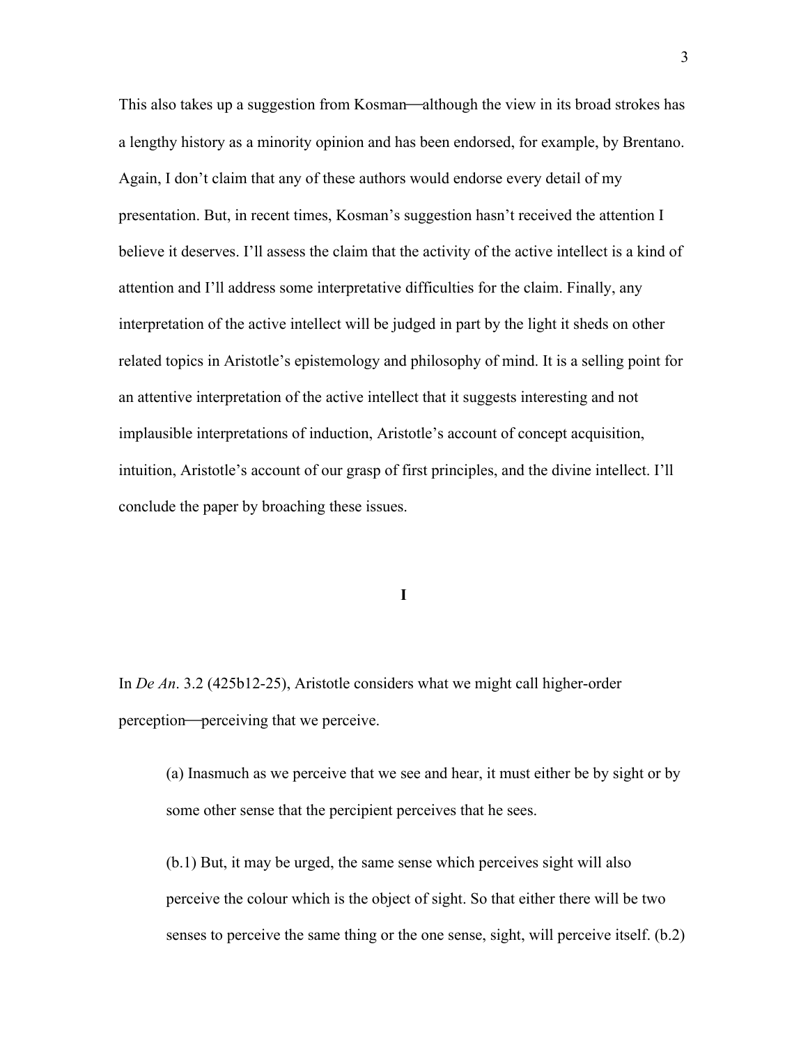This also takes up a suggestion from Kosman—although the view in its broad strokes has a lengthy history as a minority opinion and has been endorsed, for example, by Brentano. Again, I don't claim that any of these authors would endorse every detail of my presentation. But, in recent times, Kosman's suggestion hasn't received the attention I believe it deserves. I'll assess the claim that the activity of the active intellect is a kind of attention and I'll address some interpretative difficulties for the claim. Finally, any interpretation of the active intellect will be judged in part by the light it sheds on other related topics in Aristotle's epistemology and philosophy of mind. It is a selling point for an attentive interpretation of the active intellect that it suggests interesting and not implausible interpretations of induction, Aristotle's account of concept acquisition, intuition, Aristotle's account of our grasp of first principles, and the divine intellect. I'll conclude the paper by broaching these issues.

## I

In *De An*. 3.2 (425b12-25), Aristotle considers what we might call higher-order perception—perceiving that we perceive.

> (a) Inasmuch as we perceive that we see and hear, it must either be by sight or by some other sense that the percipient perceives that he sees.
>
> (b.1) But, it may be urged, the same sense which perceives sight will also perceive the colour which is the object of sight. So that either there will be two senses to perceive the same thing or the one sense, sight, will perceive itself. (b.2)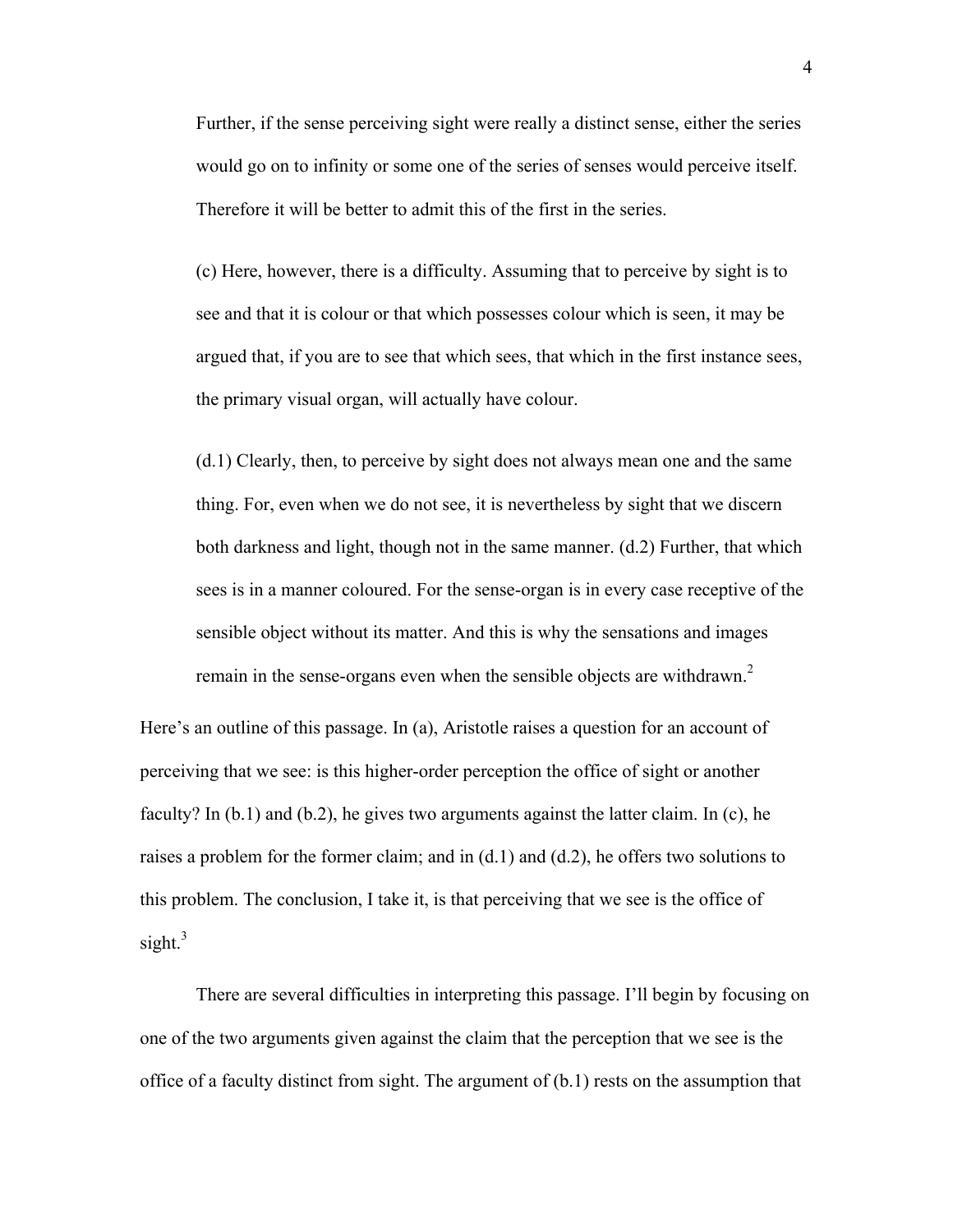> Further, if the sense perceiving sight were really a distinct sense, either the series would go on to infinity or some one of the series of senses would perceive itself. Therefore it will be better to admit this of the first in the series.
>
> (c) Here, however, there is a difficulty. Assuming that to perceive by sight is to see and that it is colour or that which possesses colour which is seen, it may be argued that, if you are to see that which sees, that which in the first instance sees, the primary visual organ, will actually have colour.
>
> (d.1) Clearly, then, to perceive by sight does not always mean one and the same thing. For, even when we do not see, it is nevertheless by sight that we discern both darkness and light, though not in the same manner. (d.2) Further, that which sees is in a manner coloured. For the sense-organ is in every case receptive of the sensible object without its matter. And this is why the sensations and images remain in the sense-organs even when the sensible objects are withdrawn.[2]

Here's an outline of this passage. In (a), Aristotle raises a question for an account of perceiving that we see: is this higher-order perception the office of sight or another faculty? In (b.1) and (b.2), he gives two arguments against the latter claim. In (c), he raises a problem for the former claim; and in (d.1) and (d.2), he offers two solutions to this problem. The conclusion, I take it, is that perceiving that we see is the office of sight.[3]

There are several difficulties in interpreting this passage. I'll begin by focusing on one of the two arguments given against the claim that the perception that we see is the office of a faculty distinct from sight. The argument of (b.1) rests on the assumption that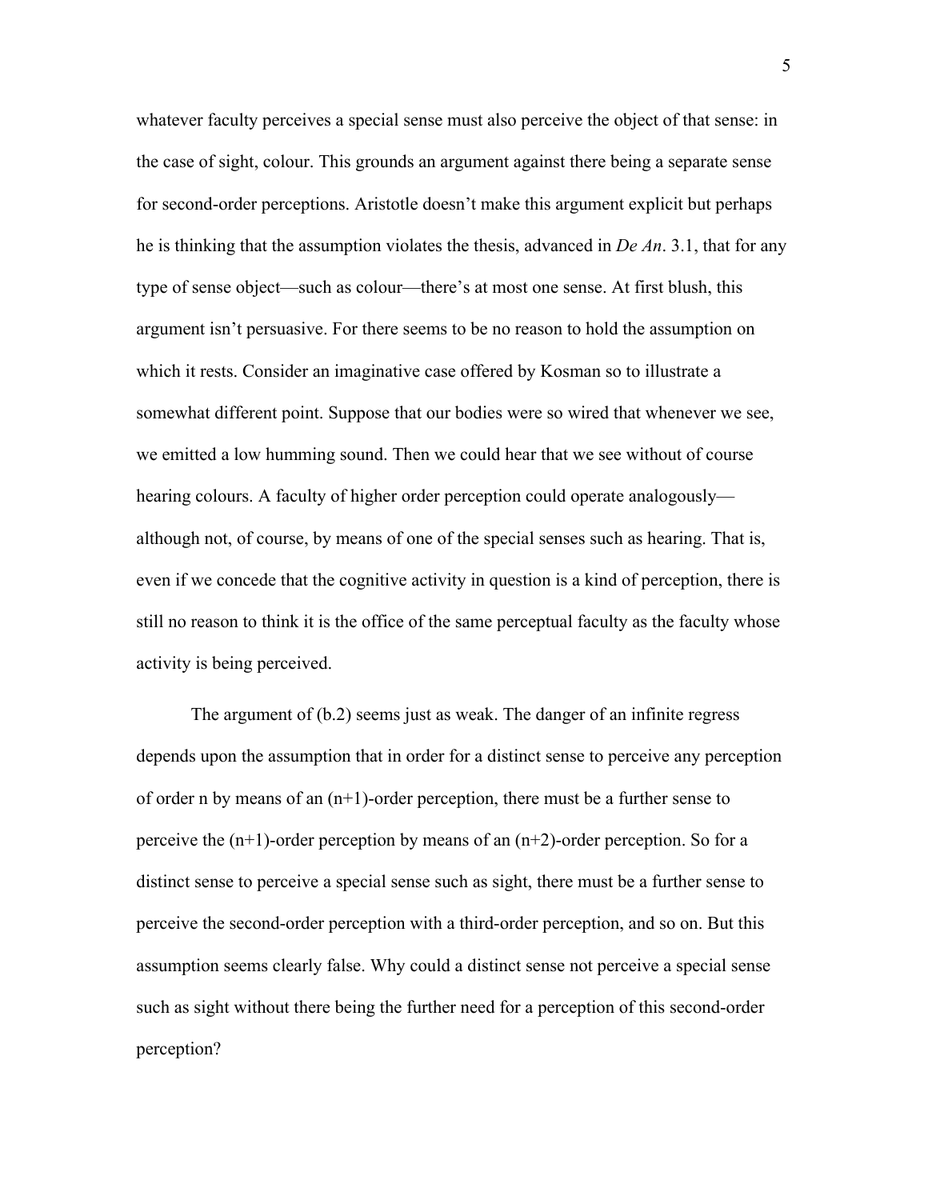whatever faculty perceives a special sense must also perceive the object of that sense: in the case of sight, colour. This grounds an argument against there being a separate sense for second-order perceptions. Aristotle doesn't make this argument explicit but perhaps he is thinking that the assumption violates the thesis, advanced in *De An*. 3.1, that for any type of sense object—such as colour—there's at most one sense. At first blush, this argument isn't persuasive. For there seems to be no reason to hold the assumption on which it rests. Consider an imaginative case offered by Kosman so to illustrate a somewhat different point. Suppose that our bodies were so wired that whenever we see, we emitted a low humming sound. Then we could hear that we see without of course hearing colours. A faculty of higher order perception could operate analogously—although not, of course, by means of one of the special senses such as hearing. That is, even if we concede that the cognitive activity in question is a kind of perception, there is still no reason to think it is the office of the same perceptual faculty as the faculty whose activity is being perceived.

The argument of (b.2) seems just as weak. The danger of an infinite regress depends upon the assumption that in order for a distinct sense to perceive any perception of order n by means of an (n+1)-order perception, there must be a further sense to perceive the (n+1)-order perception by means of an (n+2)-order perception. So for a distinct sense to perceive a special sense such as sight, there must be a further sense to perceive the second-order perception with a third-order perception, and so on. But this assumption seems clearly false. Why could a distinct sense not perceive a special sense such as sight without there being the further need for a perception of this second-order perception?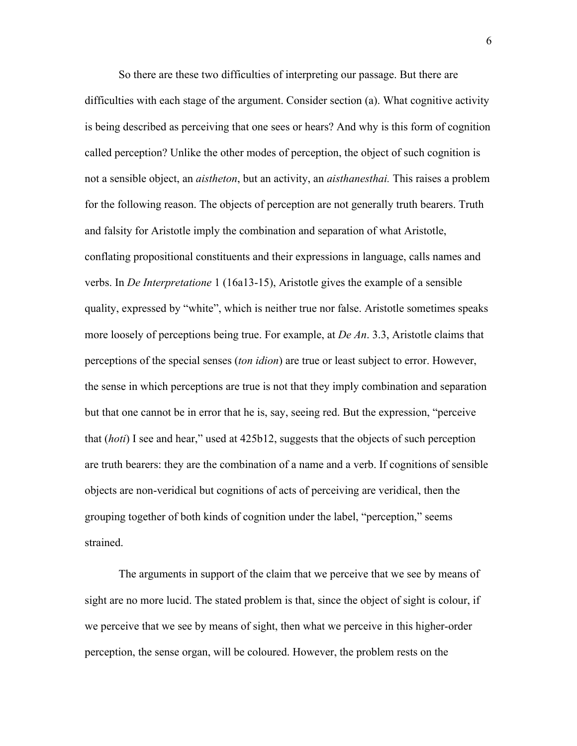So there are these two difficulties of interpreting our passage. But there are difficulties with each stage of the argument. Consider section (a). What cognitive activity is being described as perceiving that one sees or hears? And why is this form of cognition called perception? Unlike the other modes of perception, the object of such cognition is not a sensible object, an *aistheton*, but an activity, an *aisthanesthai.* This raises a problem for the following reason. The objects of perception are not generally truth bearers. Truth and falsity for Aristotle imply the combination and separation of what Aristotle, conflating propositional constituents and their expressions in language, calls names and verbs. In *De Interpretatione* 1 (16a13-15), Aristotle gives the example of a sensible quality, expressed by "white", which is neither true nor false. Aristotle sometimes speaks more loosely of perceptions being true. For example, at *De An*. 3.3, Aristotle claims that perceptions of the special senses (*ton idion*) are true or least subject to error. However, the sense in which perceptions are true is not that they imply combination and separation but that one cannot be in error that he is, say, seeing red. But the expression, "perceive that (*hoti*) I see and hear," used at 425b12, suggests that the objects of such perception are truth bearers: they are the combination of a name and a verb. If cognitions of sensible objects are non-veridical but cognitions of acts of perceiving are veridical, then the grouping together of both kinds of cognition under the label, "perception," seems strained.

The arguments in support of the claim that we perceive that we see by means of sight are no more lucid. The stated problem is that, since the object of sight is colour, if we perceive that we see by means of sight, then what we perceive in this higher-order perception, the sense organ, will be coloured. However, the problem rests on the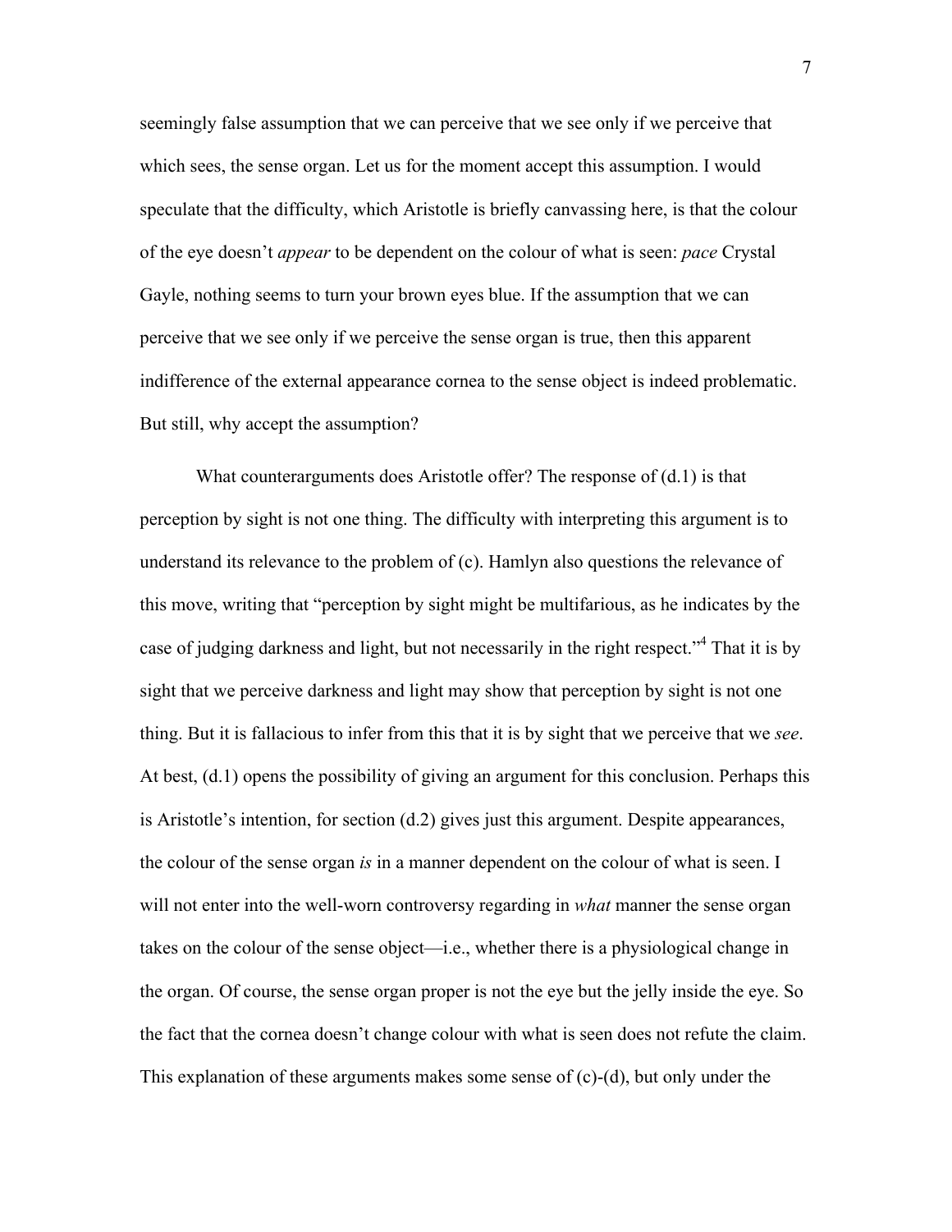seemingly false assumption that we can perceive that we see only if we perceive that which sees, the sense organ. Let us for the moment accept this assumption. I would speculate that the difficulty, which Aristotle is briefly canvassing here, is that the colour of the eye doesn't *appear* to be dependent on the colour of what is seen: *pace* Crystal Gayle, nothing seems to turn your brown eyes blue. If the assumption that we can perceive that we see only if we perceive the sense organ is true, then this apparent indifference of the external appearance cornea to the sense object is indeed problematic. But still, why accept the assumption?

What counterarguments does Aristotle offer? The response of (d.1) is that perception by sight is not one thing. The difficulty with interpreting this argument is to understand its relevance to the problem of (c). Hamlyn also questions the relevance of this move, writing that "perception by sight might be multifarious, as he indicates by the case of judging darkness and light, but not necessarily in the right respect."[4] That it is by sight that we perceive darkness and light may show that perception by sight is not one thing. But it is fallacious to infer from this that it is by sight that we perceive that we *see*. At best, (d.1) opens the possibility of giving an argument for this conclusion. Perhaps this is Aristotle's intention, for section (d.2) gives just this argument. Despite appearances, the colour of the sense organ *is* in a manner dependent on the colour of what is seen. I will not enter into the well-worn controversy regarding in *what* manner the sense organ takes on the colour of the sense object—i.e., whether there is a physiological change in the organ. Of course, the sense organ proper is not the eye but the jelly inside the eye. So the fact that the cornea doesn't change colour with what is seen does not refute the claim. This explanation of these arguments makes some sense of (c)-(d), but only under the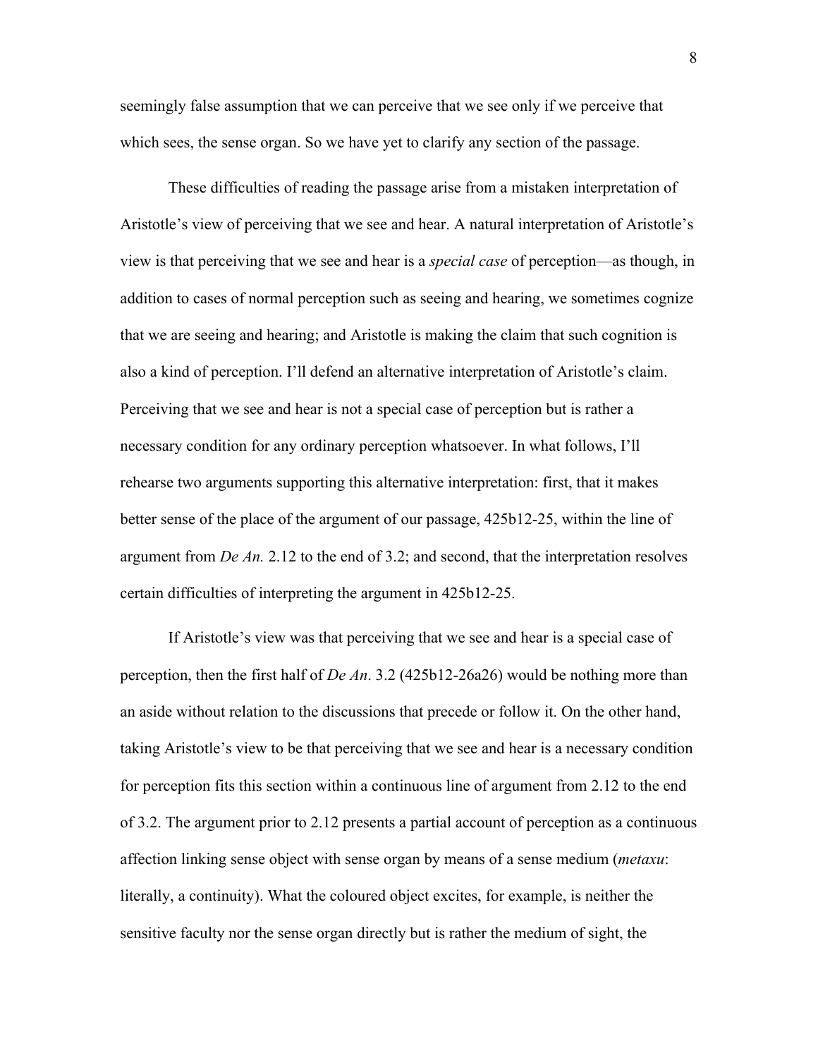seemingly false assumption that we can perceive that we see only if we perceive that which sees, the sense organ. So we have yet to clarify any section of the passage.

These difficulties of reading the passage arise from a mistaken interpretation of Aristotle's view of perceiving that we see and hear. A natural interpretation of Aristotle's view is that perceiving that we see and hear is a *special case* of perception—as though, in addition to cases of normal perception such as seeing and hearing, we sometimes cognize that we are seeing and hearing; and Aristotle is making the claim that such cognition is also a kind of perception. I'll defend an alternative interpretation of Aristotle's claim. Perceiving that we see and hear is not a special case of perception but is rather a necessary condition for any ordinary perception whatsoever. In what follows, I'll rehearse two arguments supporting this alternative interpretation: first, that it makes better sense of the place of the argument of our passage, 425b12-25, within the line of argument from *De An.* 2.12 to the end of 3.2; and second, that the interpretation resolves certain difficulties of interpreting the argument in 425b12-25.

If Aristotle's view was that perceiving that we see and hear is a special case of perception, then the first half of *De An*. 3.2 (425b12-26a26) would be nothing more than an aside without relation to the discussions that precede or follow it. On the other hand, taking Aristotle's view to be that perceiving that we see and hear is a necessary condition for perception fits this section within a continuous line of argument from 2.12 to the end of 3.2. The argument prior to 2.12 presents a partial account of perception as a continuous affection linking sense object with sense organ by means of a sense medium (*metaxu*: literally, a continuity). What the coloured object excites, for example, is neither the sensitive faculty nor the sense organ directly but is rather the medium of sight, the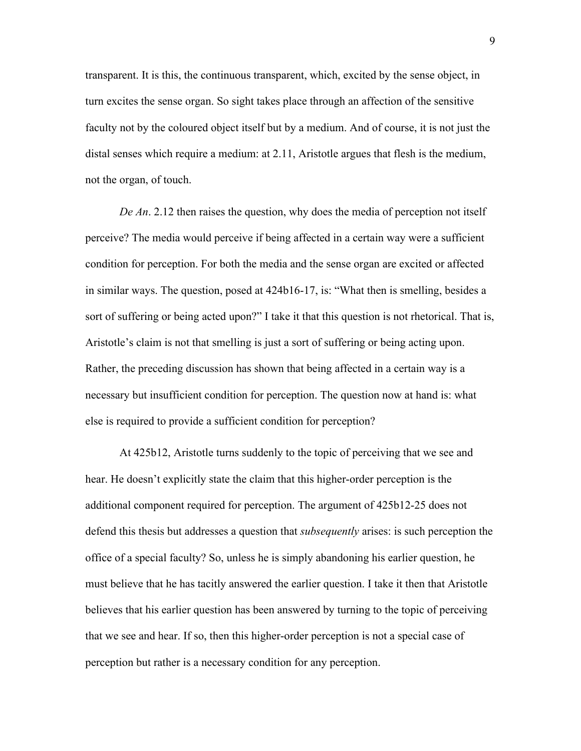transparent. It is this, the continuous transparent, which, excited by the sense object, in turn excites the sense organ. So sight takes place through an affection of the sensitive faculty not by the coloured object itself but by a medium. And of course, it is not just the distal senses which require a medium: at 2.11, Aristotle argues that flesh is the medium, not the organ, of touch.

*De An*. 2.12 then raises the question, why does the media of perception not itself perceive? The media would perceive if being affected in a certain way were a sufficient condition for perception. For both the media and the sense organ are excited or affected in similar ways. The question, posed at 424b16-17, is: "What then is smelling, besides a sort of suffering or being acted upon?" I take it that this question is not rhetorical. That is, Aristotle's claim is not that smelling is just a sort of suffering or being acting upon. Rather, the preceding discussion has shown that being affected in a certain way is a necessary but insufficient condition for perception. The question now at hand is: what else is required to provide a sufficient condition for perception?

At 425b12, Aristotle turns suddenly to the topic of perceiving that we see and hear. He doesn't explicitly state the claim that this higher-order perception is the additional component required for perception. The argument of 425b12-25 does not defend this thesis but addresses a question that *subsequently* arises: is such perception the office of a special faculty? So, unless he is simply abandoning his earlier question, he must believe that he has tacitly answered the earlier question. I take it then that Aristotle believes that his earlier question has been answered by turning to the topic of perceiving that we see and hear. If so, then this higher-order perception is not a special case of perception but rather is a necessary condition for any perception.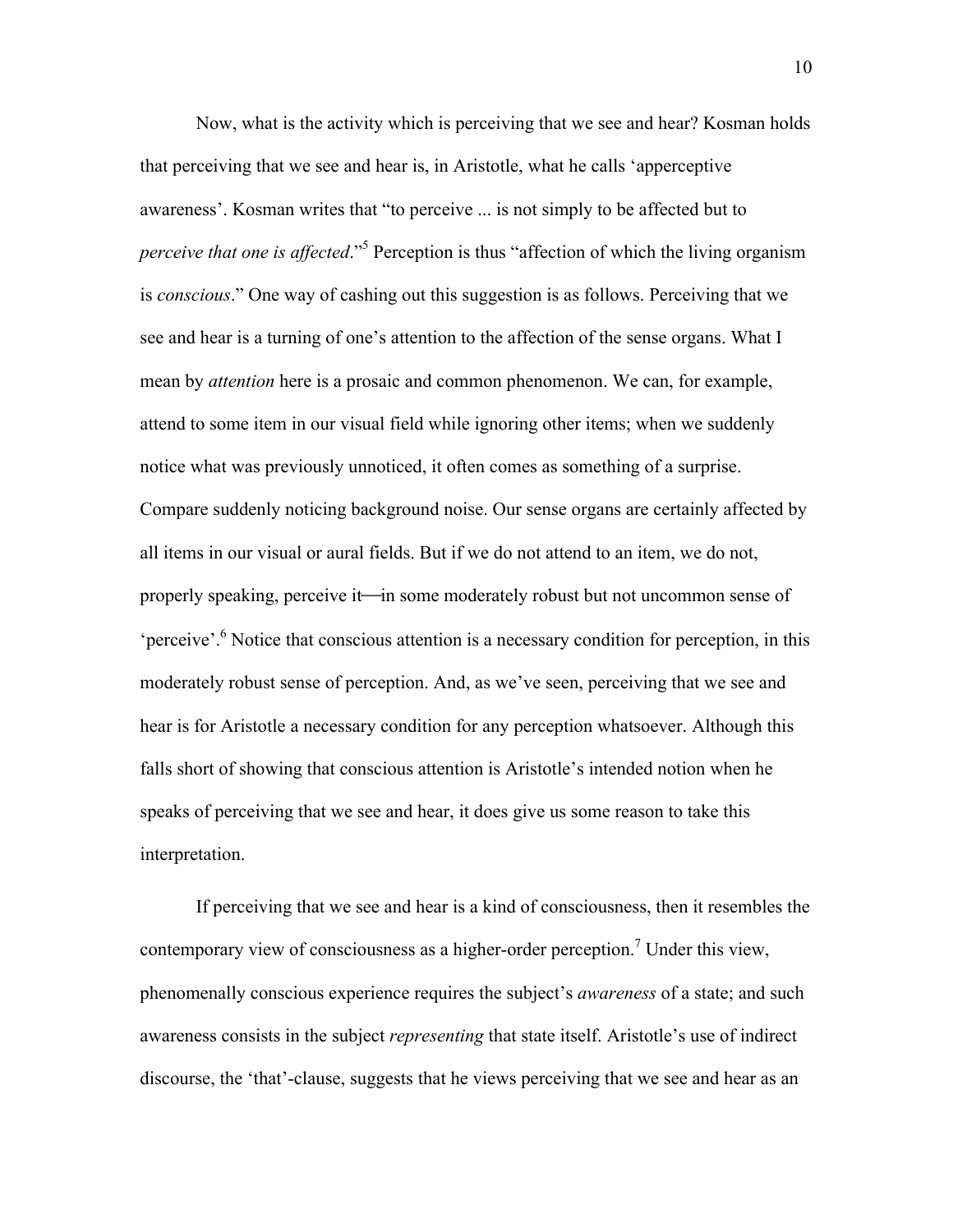Now, what is the activity which is perceiving that we see and hear? Kosman holds that perceiving that we see and hear is, in Aristotle, what he calls 'apperceptive awareness'. Kosman writes that "to perceive ... is not simply to be affected but to *perceive that one is affected*."[5] Perception is thus "affection of which the living organism is *conscious*." One way of cashing out this suggestion is as follows. Perceiving that we see and hear is a turning of one's attention to the affection of the sense organs. What I mean by *attention* here is a prosaic and common phenomenon. We can, for example, attend to some item in our visual field while ignoring other items; when we suddenly notice what was previously unnoticed, it often comes as something of a surprise. Compare suddenly noticing background noise. Our sense organs are certainly affected by all items in our visual or aural fields. But if we do not attend to an item, we do not, properly speaking, perceive it—in some moderately robust but not uncommon sense of 'perceive'.[6] Notice that conscious attention is a necessary condition for perception, in this moderately robust sense of perception. And, as we've seen, perceiving that we see and hear is for Aristotle a necessary condition for any perception whatsoever. Although this falls short of showing that conscious attention is Aristotle's intended notion when he speaks of perceiving that we see and hear, it does give us some reason to take this interpretation.

If perceiving that we see and hear is a kind of consciousness, then it resembles the contemporary view of consciousness as a higher-order perception.[7] Under this view, phenomenally conscious experience requires the subject's *awareness* of a state; and such awareness consists in the subject *representing* that state itself. Aristotle's use of indirect discourse, the 'that'-clause, suggests that he views perceiving that we see and hear as an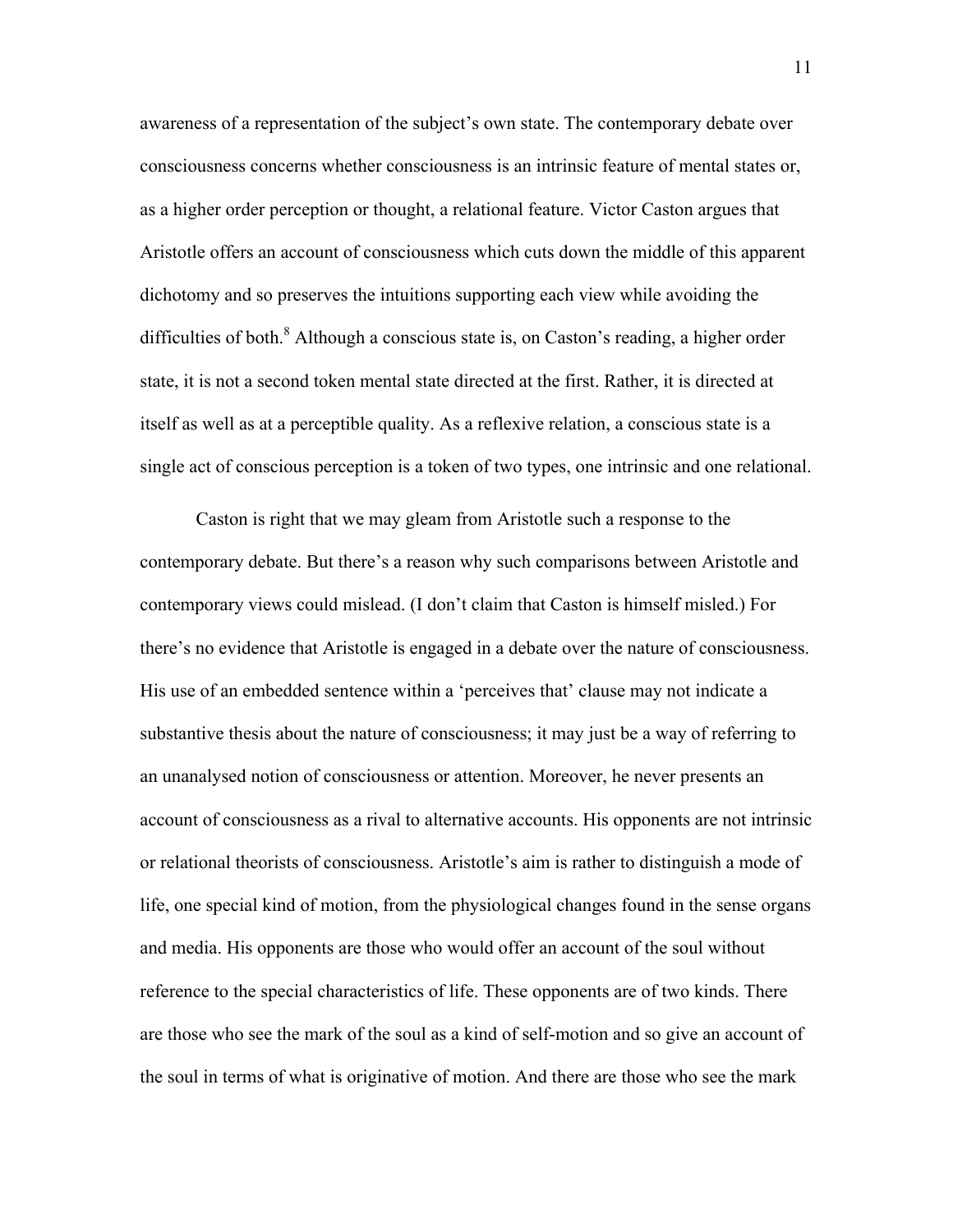awareness of a representation of the subject's own state. The contemporary debate over consciousness concerns whether consciousness is an intrinsic feature of mental states or, as a higher order perception or thought, a relational feature. Victor Caston argues that Aristotle offers an account of consciousness which cuts down the middle of this apparent dichotomy and so preserves the intuitions supporting each view while avoiding the difficulties of both.[8] Although a conscious state is, on Caston's reading, a higher order state, it is not a second token mental state directed at the first. Rather, it is directed at itself as well as at a perceptible quality. As a reflexive relation, a conscious state is a single act of conscious perception is a token of two types, one intrinsic and one relational.

Caston is right that we may gleam from Aristotle such a response to the contemporary debate. But there's a reason why such comparisons between Aristotle and contemporary views could mislead. (I don't claim that Caston is himself misled.) For there's no evidence that Aristotle is engaged in a debate over the nature of consciousness. His use of an embedded sentence within a 'perceives that' clause may not indicate a substantive thesis about the nature of consciousness; it may just be a way of referring to an unanalysed notion of consciousness or attention. Moreover, he never presents an account of consciousness as a rival to alternative accounts. His opponents are not intrinsic or relational theorists of consciousness. Aristotle's aim is rather to distinguish a mode of life, one special kind of motion, from the physiological changes found in the sense organs and media. His opponents are those who would offer an account of the soul without reference to the special characteristics of life. These opponents are of two kinds. There are those who see the mark of the soul as a kind of self-motion and so give an account of the soul in terms of what is originative of motion. And there are those who see the mark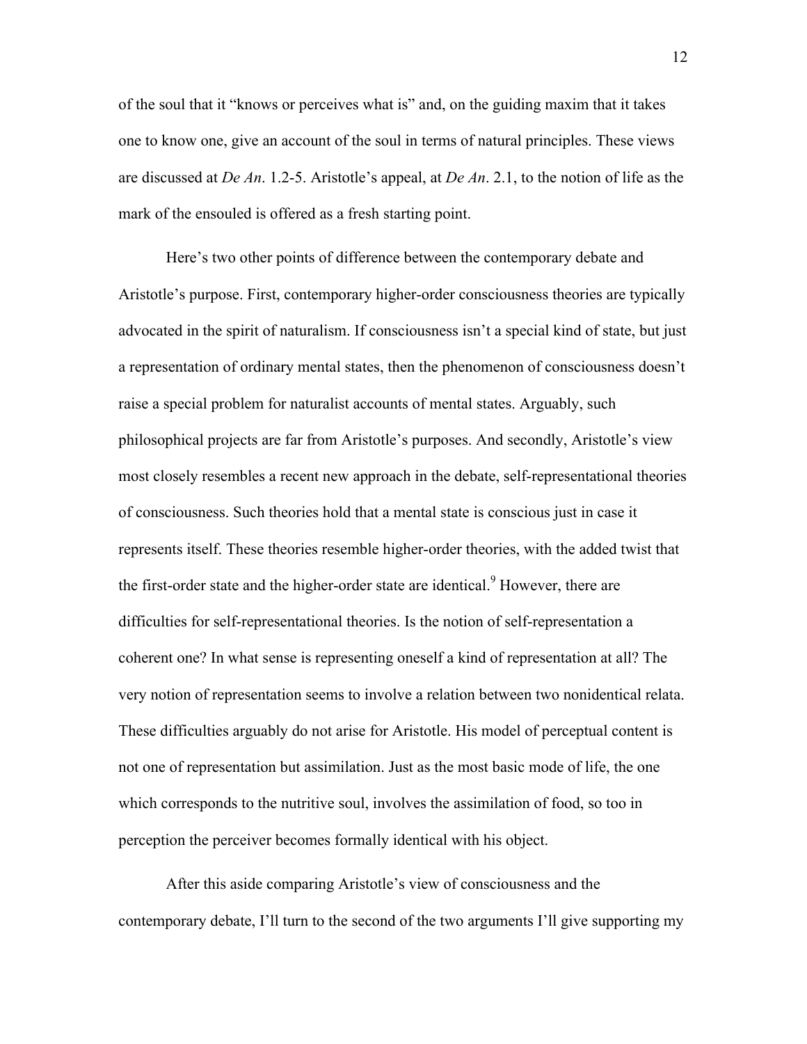of the soul that it "knows or perceives what is" and, on the guiding maxim that it takes one to know one, give an account of the soul in terms of natural principles. These views are discussed at *De An*. 1.2-5. Aristotle's appeal, at *De An*. 2.1, to the notion of life as the mark of the ensouled is offered as a fresh starting point.

Here's two other points of difference between the contemporary debate and Aristotle's purpose. First, contemporary higher-order consciousness theories are typically advocated in the spirit of naturalism. If consciousness isn't a special kind of state, but just a representation of ordinary mental states, then the phenomenon of consciousness doesn't raise a special problem for naturalist accounts of mental states. Arguably, such philosophical projects are far from Aristotle's purposes. And secondly, Aristotle's view most closely resembles a recent new approach in the debate, self-representational theories of consciousness. Such theories hold that a mental state is conscious just in case it represents itself. These theories resemble higher-order theories, with the added twist that the first-order state and the higher-order state are identical.[9] However, there are difficulties for self-representational theories. Is the notion of self-representation a coherent one? In what sense is representing oneself a kind of representation at all? The very notion of representation seems to involve a relation between two nonidentical relata. These difficulties arguably do not arise for Aristotle. His model of perceptual content is not one of representation but assimilation. Just as the most basic mode of life, the one which corresponds to the nutritive soul, involves the assimilation of food, so too in perception the perceiver becomes formally identical with his object.

After this aside comparing Aristotle's view of consciousness and the contemporary debate, I'll turn to the second of the two arguments I'll give supporting my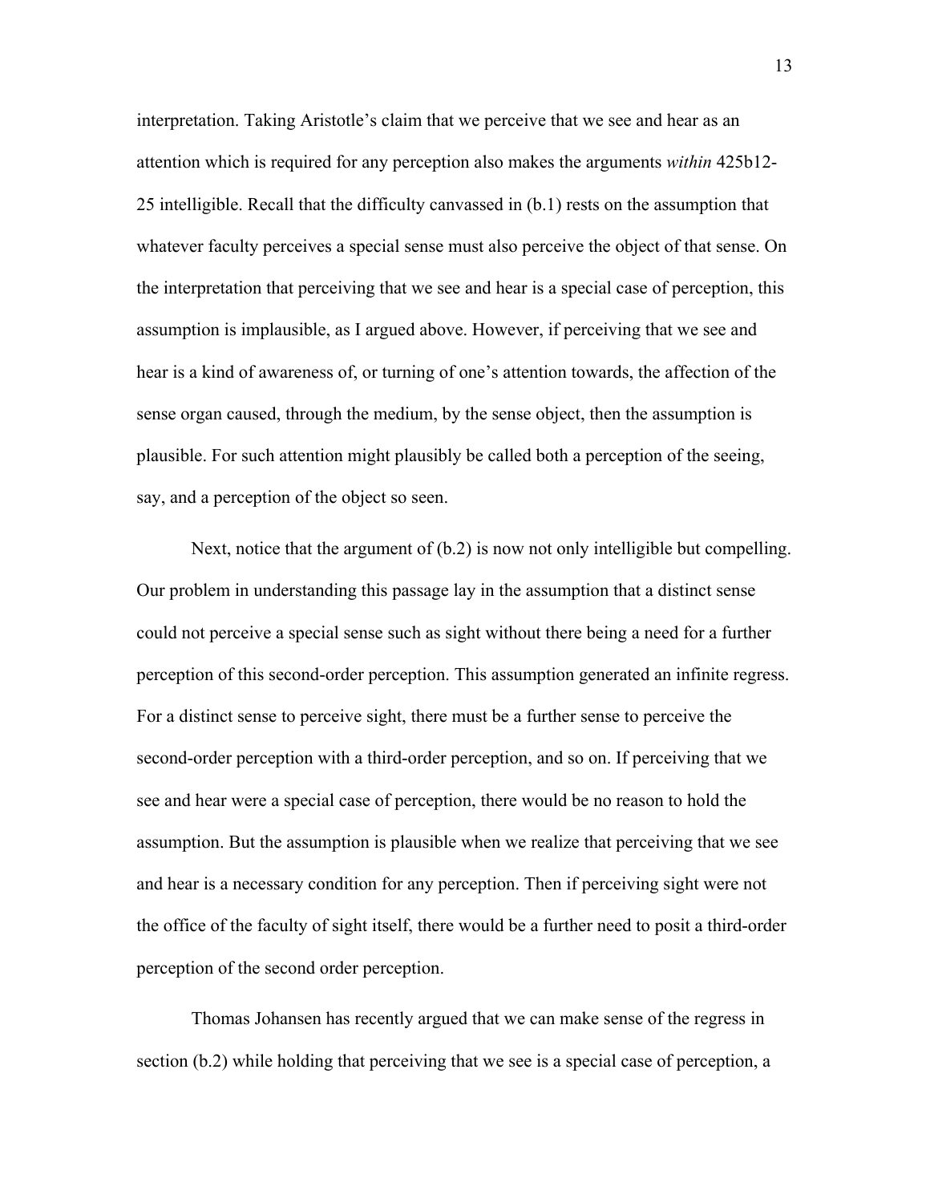interpretation. Taking Aristotle's claim that we perceive that we see and hear as an attention which is required for any perception also makes the arguments *within* 425b12-25 intelligible. Recall that the difficulty canvassed in (b.1) rests on the assumption that whatever faculty perceives a special sense must also perceive the object of that sense. On the interpretation that perceiving that we see and hear is a special case of perception, this assumption is implausible, as I argued above. However, if perceiving that we see and hear is a kind of awareness of, or turning of one's attention towards, the affection of the sense organ caused, through the medium, by the sense object, then the assumption is plausible. For such attention might plausibly be called both a perception of the seeing, say, and a perception of the object so seen.

Next, notice that the argument of (b.2) is now not only intelligible but compelling. Our problem in understanding this passage lay in the assumption that a distinct sense could not perceive a special sense such as sight without there being a need for a further perception of this second-order perception. This assumption generated an infinite regress. For a distinct sense to perceive sight, there must be a further sense to perceive the second-order perception with a third-order perception, and so on. If perceiving that we see and hear were a special case of perception, there would be no reason to hold the assumption. But the assumption is plausible when we realize that perceiving that we see and hear is a necessary condition for any perception. Then if perceiving sight were not the office of the faculty of sight itself, there would be a further need to posit a third-order perception of the second order perception.

Thomas Johansen has recently argued that we can make sense of the regress in section (b.2) while holding that perceiving that we see is a special case of perception, a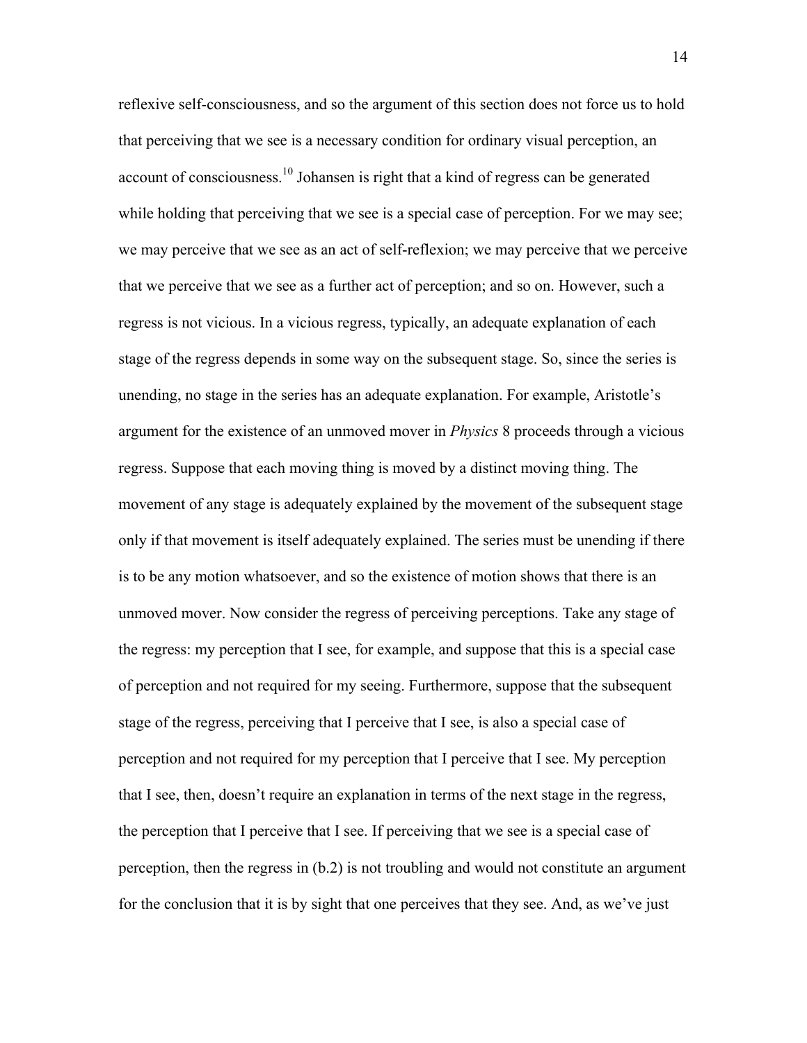reflexive self-consciousness, and so the argument of this section does not force us to hold that perceiving that we see is a necessary condition for ordinary visual perception, an account of consciousness.[10] Johansen is right that a kind of regress can be generated while holding that perceiving that we see is a special case of perception. For we may see; we may perceive that we see as an act of self-reflexion; we may perceive that we perceive that we perceive that we see as a further act of perception; and so on. However, such a regress is not vicious. In a vicious regress, typically, an adequate explanation of each stage of the regress depends in some way on the subsequent stage. So, since the series is unending, no stage in the series has an adequate explanation. For example, Aristotle's argument for the existence of an unmoved mover in *Physics* 8 proceeds through a vicious regress. Suppose that each moving thing is moved by a distinct moving thing. The movement of any stage is adequately explained by the movement of the subsequent stage only if that movement is itself adequately explained. The series must be unending if there is to be any motion whatsoever, and so the existence of motion shows that there is an unmoved mover. Now consider the regress of perceiving perceptions. Take any stage of the regress: my perception that I see, for example, and suppose that this is a special case of perception and not required for my seeing. Furthermore, suppose that the subsequent stage of the regress, perceiving that I perceive that I see, is also a special case of perception and not required for my perception that I perceive that I see. My perception that I see, then, doesn't require an explanation in terms of the next stage in the regress, the perception that I perceive that I see. If perceiving that we see is a special case of perception, then the regress in (b.2) is not troubling and would not constitute an argument for the conclusion that it is by sight that one perceives that they see. And, as we've just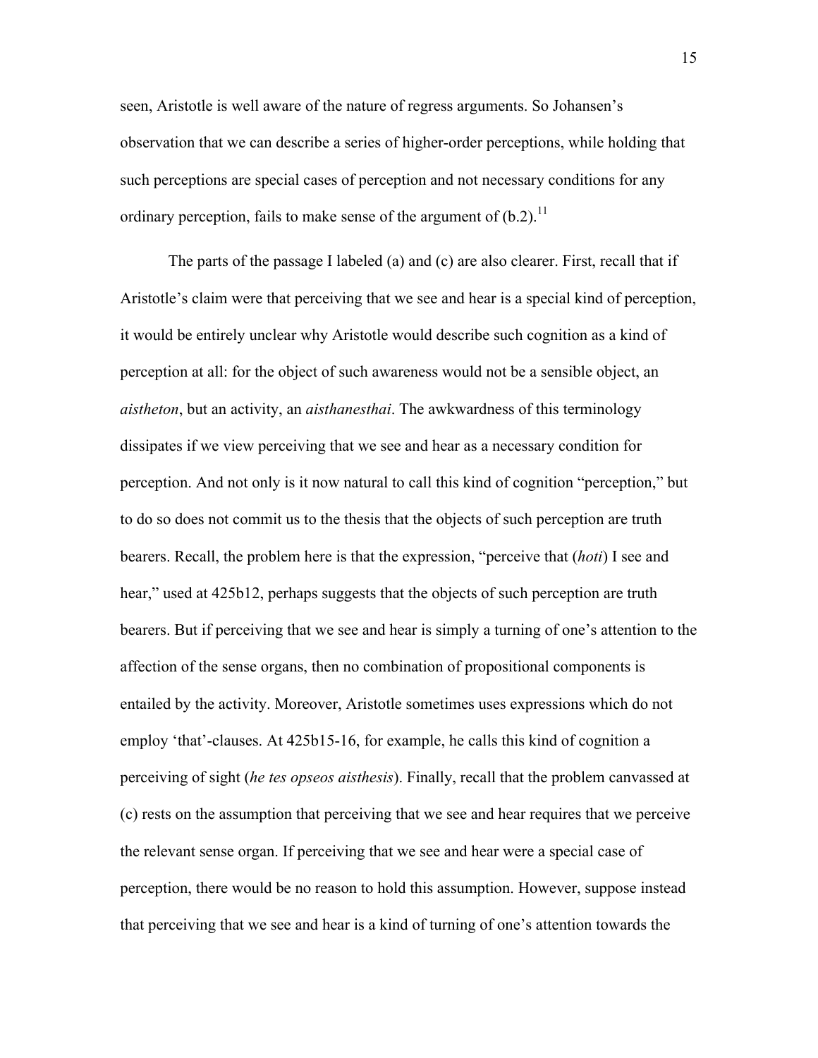seen, Aristotle is well aware of the nature of regress arguments. So Johansen's observation that we can describe a series of higher-order perceptions, while holding that such perceptions are special cases of perception and not necessary conditions for any ordinary perception, fails to make sense of the argument of (b.2).[11]

The parts of the passage I labeled (a) and (c) are also clearer. First, recall that if Aristotle's claim were that perceiving that we see and hear is a special kind of perception, it would be entirely unclear why Aristotle would describe such cognition as a kind of perception at all: for the object of such awareness would not be a sensible object, an *aistheton*, but an activity, an *aisthanesthai*. The awkwardness of this terminology dissipates if we view perceiving that we see and hear as a necessary condition for perception. And not only is it now natural to call this kind of cognition "perception," but to do so does not commit us to the thesis that the objects of such perception are truth bearers. Recall, the problem here is that the expression, "perceive that (*hoti*) I see and hear," used at 425b12, perhaps suggests that the objects of such perception are truth bearers. But if perceiving that we see and hear is simply a turning of one's attention to the affection of the sense organs, then no combination of propositional components is entailed by the activity. Moreover, Aristotle sometimes uses expressions which do not employ 'that'-clauses. At 425b15-16, for example, he calls this kind of cognition a perceiving of sight (*he tes opseos aisthesis*). Finally, recall that the problem canvassed at (c) rests on the assumption that perceiving that we see and hear requires that we perceive the relevant sense organ. If perceiving that we see and hear were a special case of perception, there would be no reason to hold this assumption. However, suppose instead that perceiving that we see and hear is a kind of turning of one's attention towards the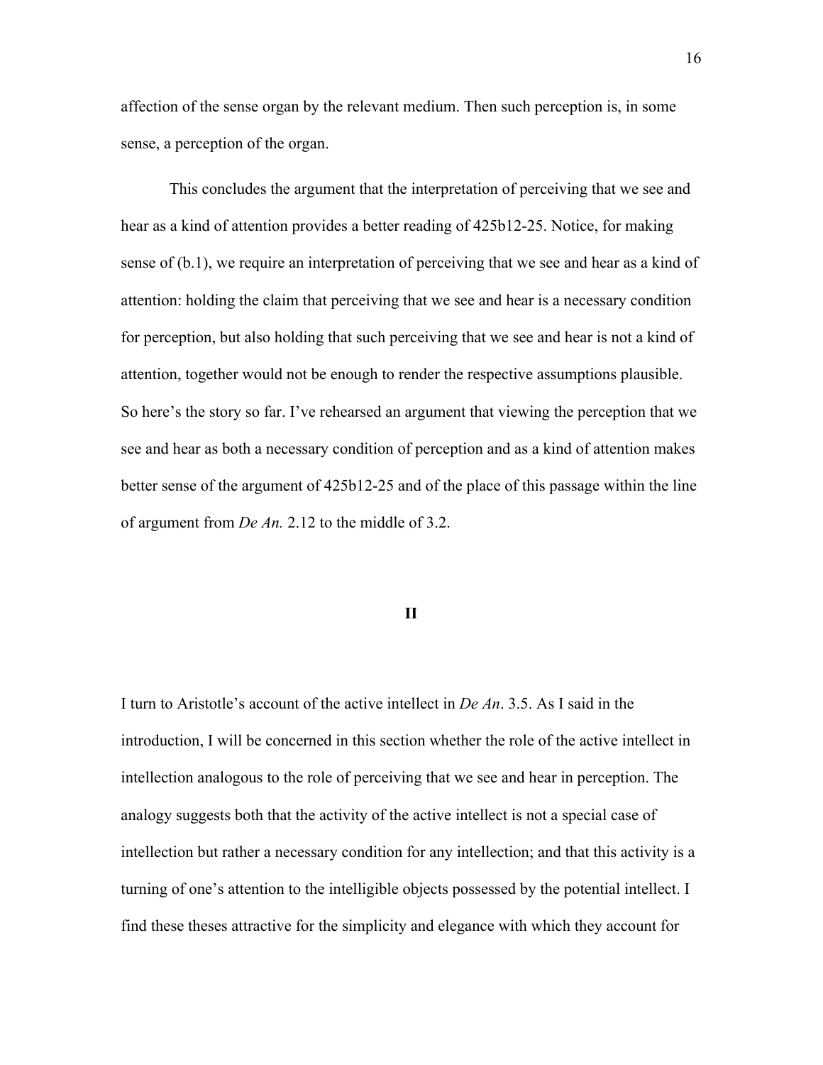affection of the sense organ by the relevant medium. Then such perception is, in some sense, a perception of the organ.

This concludes the argument that the interpretation of perceiving that we see and hear as a kind of attention provides a better reading of 425b12-25. Notice, for making sense of (b.1), we require an interpretation of perceiving that we see and hear as a kind of attention: holding the claim that perceiving that we see and hear is a necessary condition for perception, but also holding that such perceiving that we see and hear is not a kind of attention, together would not be enough to render the respective assumptions plausible. So here's the story so far. I've rehearsed an argument that viewing the perception that we see and hear as both a necessary condition of perception and as a kind of attention makes better sense of the argument of 425b12-25 and of the place of this passage within the line of argument from *De An.* 2.12 to the middle of 3.2.

## II

I turn to Aristotle's account of the active intellect in *De An*. 3.5. As I said in the introduction, I will be concerned in this section whether the role of the active intellect in intellection analogous to the role of perceiving that we see and hear in perception. The analogy suggests both that the activity of the active intellect is not a special case of intellection but rather a necessary condition for any intellection; and that this activity is a turning of one's attention to the intelligible objects possessed by the potential intellect. I find these theses attractive for the simplicity and elegance with which they account for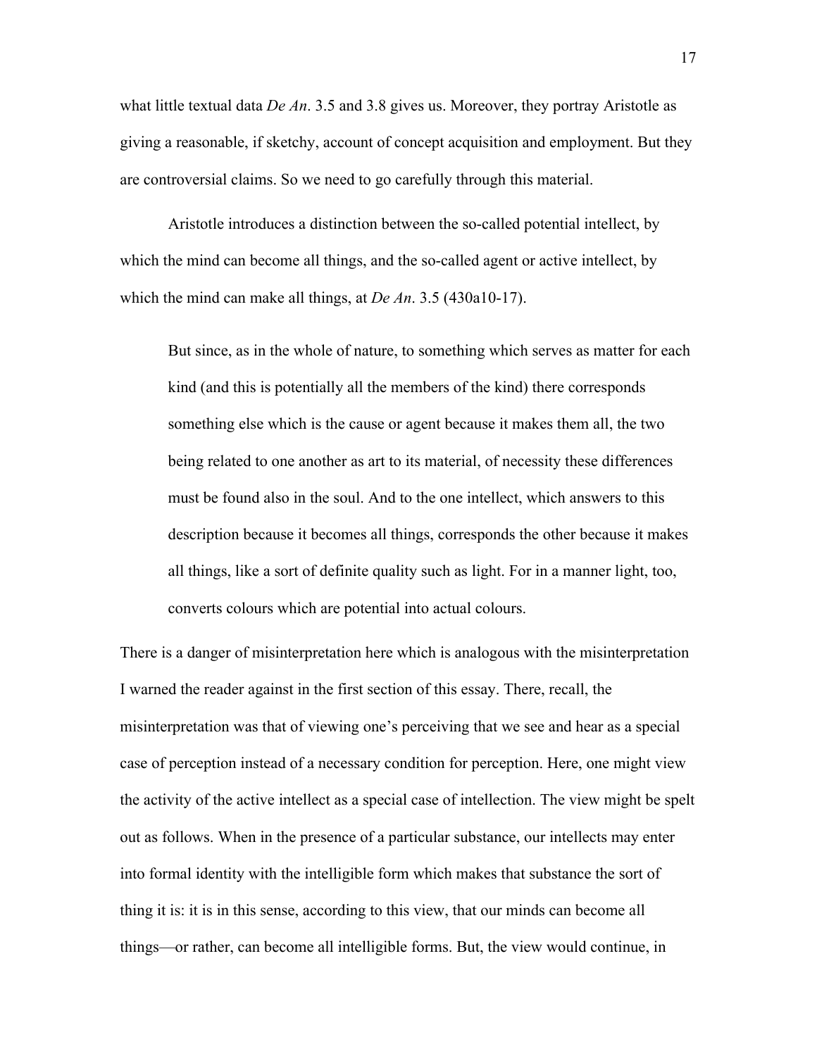what little textual data *De An*. 3.5 and 3.8 gives us. Moreover, they portray Aristotle as giving a reasonable, if sketchy, account of concept acquisition and employment. But they are controversial claims. So we need to go carefully through this material.

Aristotle introduces a distinction between the so-called potential intellect, by which the mind can become all things, and the so-called agent or active intellect, by which the mind can make all things, at *De An*. 3.5 (430a10-17).

> But since, as in the whole of nature, to something which serves as matter for each kind (and this is potentially all the members of the kind) there corresponds something else which is the cause or agent because it makes them all, the two being related to one another as art to its material, of necessity these differences must be found also in the soul. And to the one intellect, which answers to this description because it becomes all things, corresponds the other because it makes all things, like a sort of definite quality such as light. For in a manner light, too, converts colours which are potential into actual colours.

There is a danger of misinterpretation here which is analogous with the misinterpretation I warned the reader against in the first section of this essay. There, recall, the misinterpretation was that of viewing one's perceiving that we see and hear as a special case of perception instead of a necessary condition for perception. Here, one might view the activity of the active intellect as a special case of intellection. The view might be spelt out as follows. When in the presence of a particular substance, our intellects may enter into formal identity with the intelligible form which makes that substance the sort of thing it is: it is in this sense, according to this view, that our minds can become all things—or rather, can become all intelligible forms. But, the view would continue, in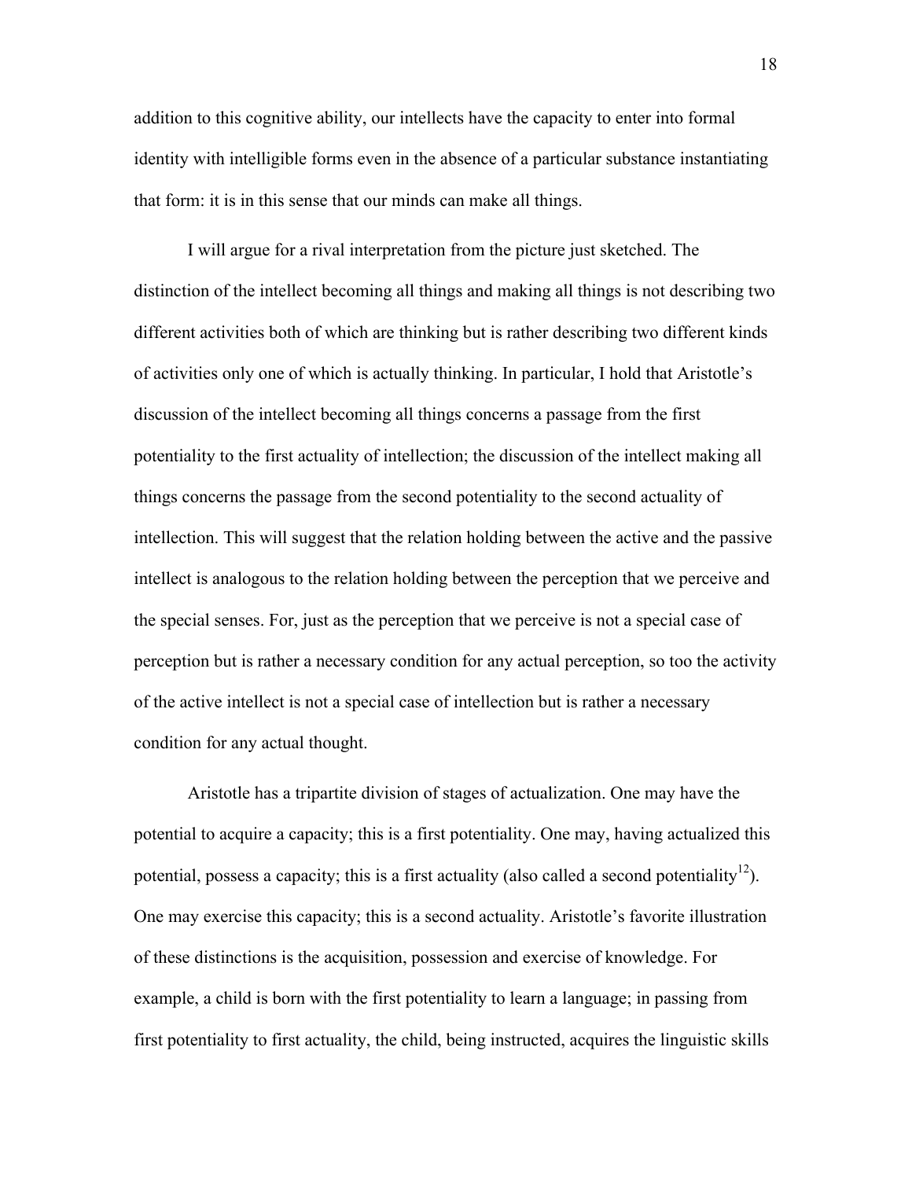addition to this cognitive ability, our intellects have the capacity to enter into formal identity with intelligible forms even in the absence of a particular substance instantiating that form: it is in this sense that our minds can make all things.

I will argue for a rival interpretation from the picture just sketched. The distinction of the intellect becoming all things and making all things is not describing two different activities both of which are thinking but is rather describing two different kinds of activities only one of which is actually thinking. In particular, I hold that Aristotle's discussion of the intellect becoming all things concerns a passage from the first potentiality to the first actuality of intellection; the discussion of the intellect making all things concerns the passage from the second potentiality to the second actuality of intellection. This will suggest that the relation holding between the active and the passive intellect is analogous to the relation holding between the perception that we perceive and the special senses. For, just as the perception that we perceive is not a special case of perception but is rather a necessary condition for any actual perception, so too the activity of the active intellect is not a special case of intellection but is rather a necessary condition for any actual thought.

Aristotle has a tripartite division of stages of actualization. One may have the potential to acquire a capacity; this is a first potentiality. One may, having actualized this potential, possess a capacity; this is a first actuality (also called a second potentiality[12]). One may exercise this capacity; this is a second actuality. Aristotle's favorite illustration of these distinctions is the acquisition, possession and exercise of knowledge. For example, a child is born with the first potentiality to learn a language; in passing from first potentiality to first actuality, the child, being instructed, acquires the linguistic skills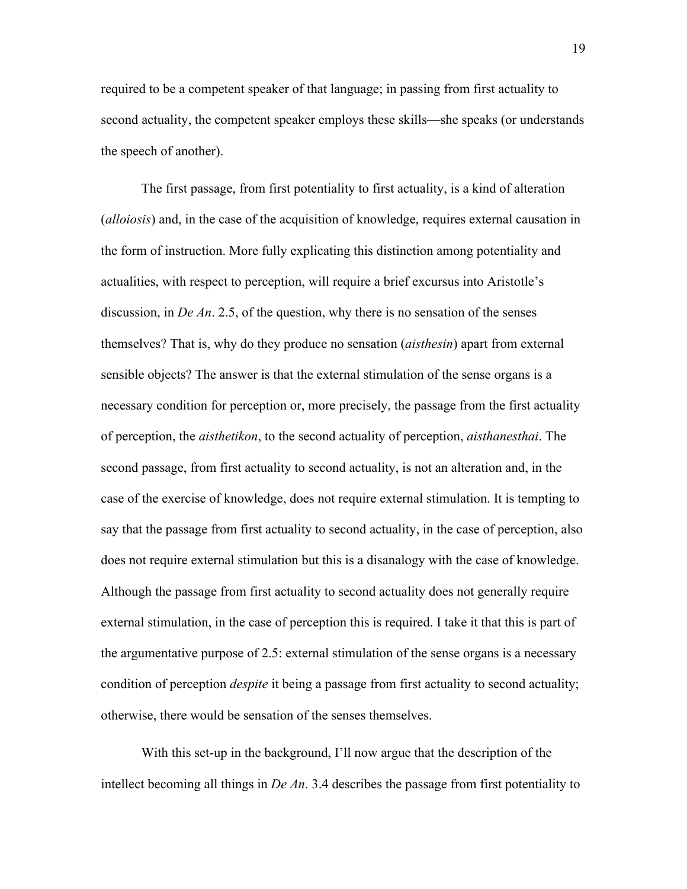required to be a competent speaker of that language; in passing from first actuality to second actuality, the competent speaker employs these skills—she speaks (or understands the speech of another).

The first passage, from first potentiality to first actuality, is a kind of alteration (*alloiosis*) and, in the case of the acquisition of knowledge, requires external causation in the form of instruction. More fully explicating this distinction among potentiality and actualities, with respect to perception, will require a brief excursus into Aristotle's discussion, in *De An*. 2.5, of the question, why there is no sensation of the senses themselves? That is, why do they produce no sensation (*aisthesin*) apart from external sensible objects? The answer is that the external stimulation of the sense organs is a necessary condition for perception or, more precisely, the passage from the first actuality of perception, the *aisthetikon*, to the second actuality of perception, *aisthanesthai*. The second passage, from first actuality to second actuality, is not an alteration and, in the case of the exercise of knowledge, does not require external stimulation. It is tempting to say that the passage from first actuality to second actuality, in the case of perception, also does not require external stimulation but this is a disanalogy with the case of knowledge. Although the passage from first actuality to second actuality does not generally require external stimulation, in the case of perception this is required. I take it that this is part of the argumentative purpose of 2.5: external stimulation of the sense organs is a necessary condition of perception *despite* it being a passage from first actuality to second actuality; otherwise, there would be sensation of the senses themselves.

With this set-up in the background, I'll now argue that the description of the intellect becoming all things in *De An*. 3.4 describes the passage from first potentiality to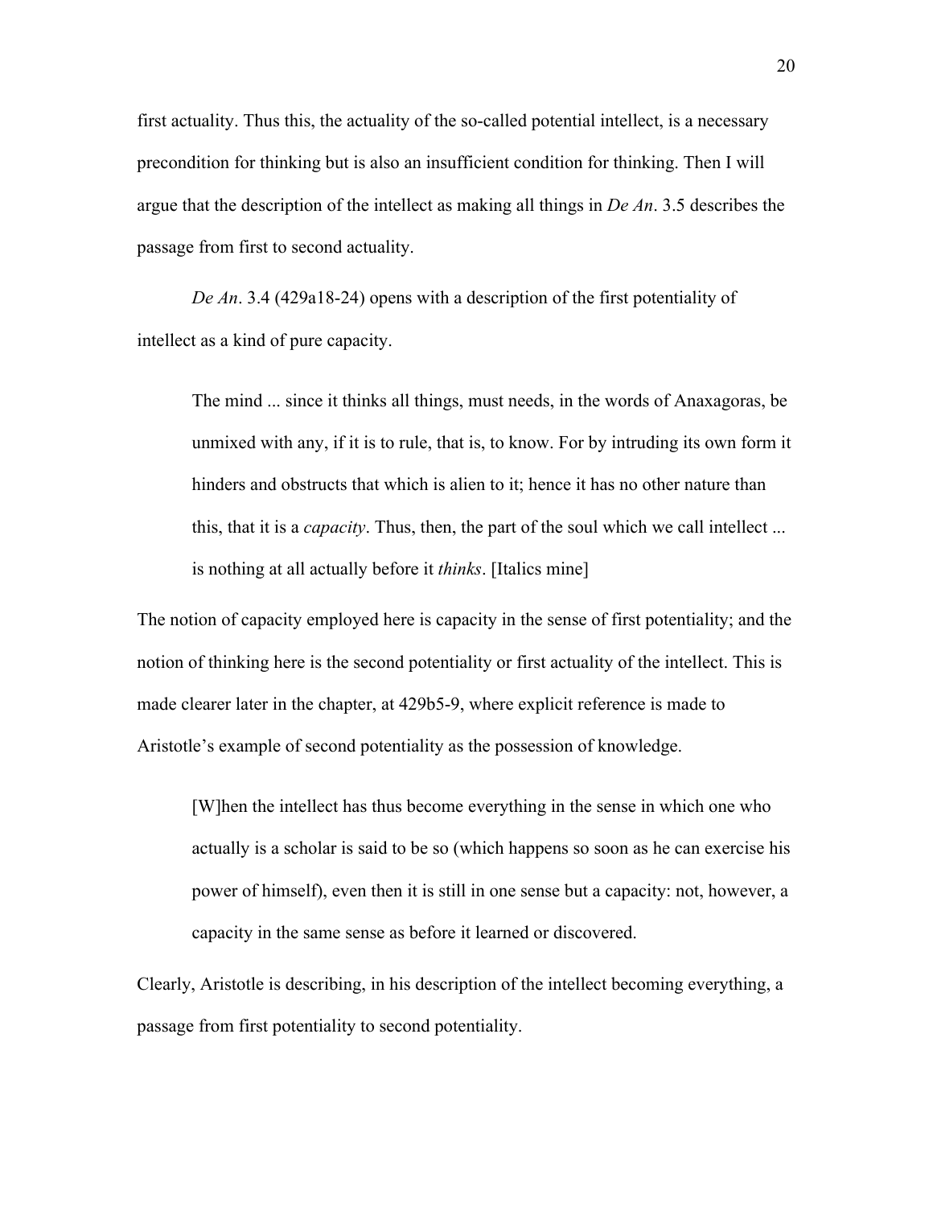first actuality. Thus this, the actuality of the so-called potential intellect, is a necessary precondition for thinking but is also an insufficient condition for thinking. Then I will argue that the description of the intellect as making all things in *De An*. 3.5 describes the passage from first to second actuality.

*De An*. 3.4 (429a18-24) opens with a description of the first potentiality of intellect as a kind of pure capacity.

> The mind ... since it thinks all things, must needs, in the words of Anaxagoras, be unmixed with any, if it is to rule, that is, to know. For by intruding its own form it hinders and obstructs that which is alien to it; hence it has no other nature than this, that it is a *capacity*. Thus, then, the part of the soul which we call intellect ... is nothing at all actually before it *thinks*. [Italics mine]

The notion of capacity employed here is capacity in the sense of first potentiality; and the notion of thinking here is the second potentiality or first actuality of the intellect. This is made clearer later in the chapter, at 429b5-9, where explicit reference is made to Aristotle's example of second potentiality as the possession of knowledge.

> [W]hen the intellect has thus become everything in the sense in which one who actually is a scholar is said to be so (which happens so soon as he can exercise his power of himself), even then it is still in one sense but a capacity: not, however, a capacity in the same sense as before it learned or discovered.

Clearly, Aristotle is describing, in his description of the intellect becoming everything, a passage from first potentiality to second potentiality.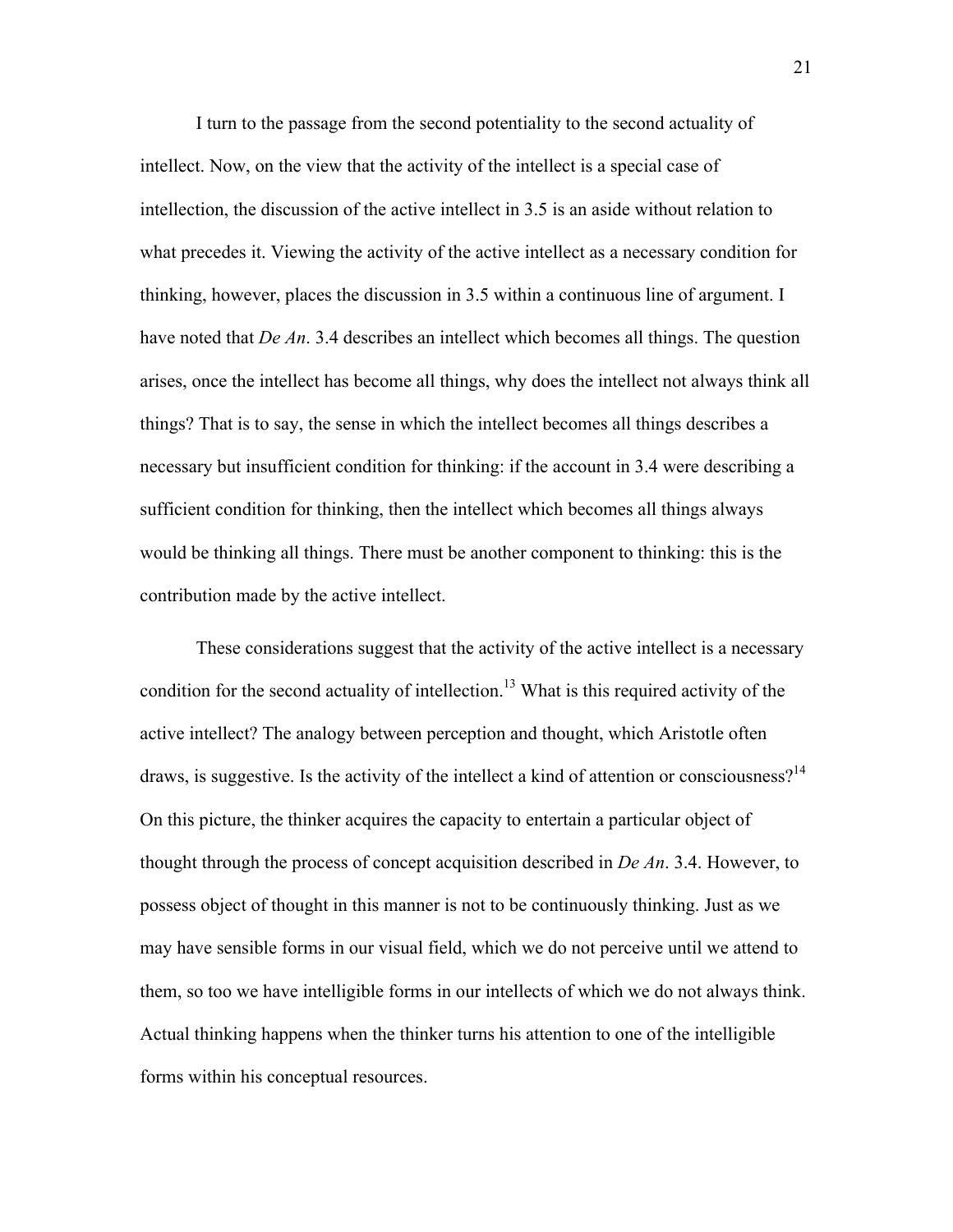I turn to the passage from the second potentiality to the second actuality of intellect. Now, on the view that the activity of the intellect is a special case of intellection, the discussion of the active intellect in 3.5 is an aside without relation to what precedes it. Viewing the activity of the active intellect as a necessary condition for thinking, however, places the discussion in 3.5 within a continuous line of argument. I have noted that *De An*. 3.4 describes an intellect which becomes all things. The question arises, once the intellect has become all things, why does the intellect not always think all things? That is to say, the sense in which the intellect becomes all things describes a necessary but insufficient condition for thinking: if the account in 3.4 were describing a sufficient condition for thinking, then the intellect which becomes all things always would be thinking all things. There must be another component to thinking: this is the contribution made by the active intellect.

These considerations suggest that the activity of the active intellect is a necessary condition for the second actuality of intellection.[13] What is this required activity of the active intellect? The analogy between perception and thought, which Aristotle often draws, is suggestive. Is the activity of the intellect a kind of attention or consciousness?[14] On this picture, the thinker acquires the capacity to entertain a particular object of thought through the process of concept acquisition described in *De An*. 3.4. However, to possess object of thought in this manner is not to be continuously thinking. Just as we may have sensible forms in our visual field, which we do not perceive until we attend to them, so too we have intelligible forms in our intellects of which we do not always think. Actual thinking happens when the thinker turns his attention to one of the intelligible forms within his conceptual resources.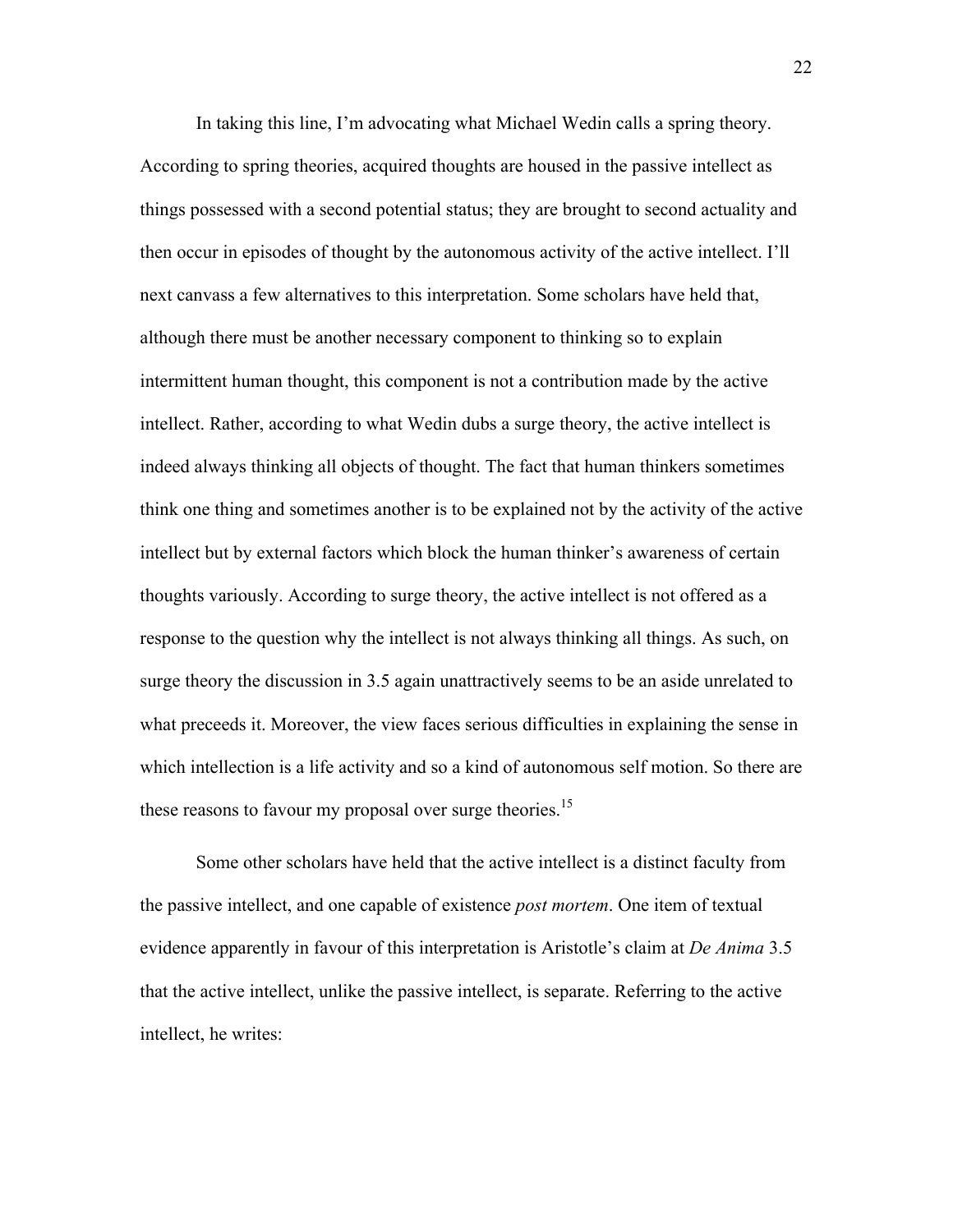In taking this line, I'm advocating what Michael Wedin calls a spring theory. According to spring theories, acquired thoughts are housed in the passive intellect as things possessed with a second potential status; they are brought to second actuality and then occur in episodes of thought by the autonomous activity of the active intellect. I'll next canvass a few alternatives to this interpretation. Some scholars have held that, although there must be another necessary component to thinking so to explain intermittent human thought, this component is not a contribution made by the active intellect. Rather, according to what Wedin dubs a surge theory, the active intellect is indeed always thinking all objects of thought. The fact that human thinkers sometimes think one thing and sometimes another is to be explained not by the activity of the active intellect but by external factors which block the human thinker's awareness of certain thoughts variously. According to surge theory, the active intellect is not offered as a response to the question why the intellect is not always thinking all things. As such, on surge theory the discussion in 3.5 again unattractively seems to be an aside unrelated to what preceeds it. Moreover, the view faces serious difficulties in explaining the sense in which intellection is a life activity and so a kind of autonomous self motion. So there are these reasons to favour my proposal over surge theories.[15]

Some other scholars have held that the active intellect is a distinct faculty from the passive intellect, and one capable of existence *post mortem*. One item of textual evidence apparently in favour of this interpretation is Aristotle's claim at *De Anima* 3.5 that the active intellect, unlike the passive intellect, is separate. Referring to the active intellect, he writes: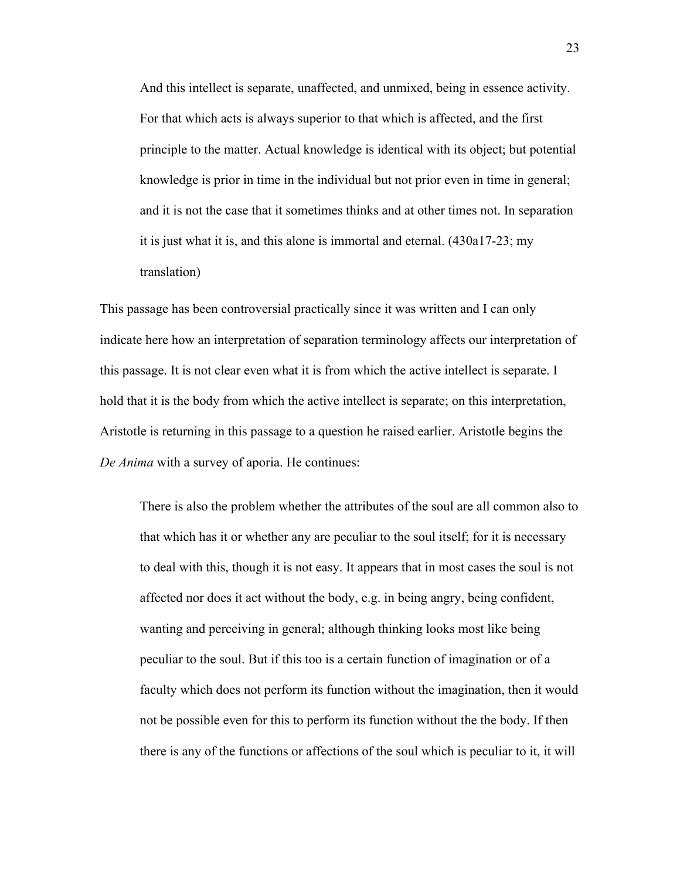> And this intellect is separate, unaffected, and unmixed, being in essence activity. For that which acts is always superior to that which is affected, and the first principle to the matter. Actual knowledge is identical with its object; but potential knowledge is prior in time in the individual but not prior even in time in general; and it is not the case that it sometimes thinks and at other times not. In separation it is just what it is, and this alone is immortal and eternal. (430a17-23; my translation)

This passage has been controversial practically since it was written and I can only indicate here how an interpretation of separation terminology affects our interpretation of this passage. It is not clear even what it is from which the active intellect is separate. I hold that it is the body from which the active intellect is separate; on this interpretation, Aristotle is returning in this passage to a question he raised earlier. Aristotle begins the *De Anima* with a survey of aporia. He continues:

> There is also the problem whether the attributes of the soul are all common also to that which has it or whether any are peculiar to the soul itself; for it is necessary to deal with this, though it is not easy. It appears that in most cases the soul is not affected nor does it act without the body, e.g. in being angry, being confident, wanting and perceiving in general; although thinking looks most like being peculiar to the soul. But if this too is a certain function of imagination or of a faculty which does not perform its function without the imagination, then it would not be possible even for this to perform its function without the the body. If then there is any of the functions or affections of the soul which is peculiar to it, it will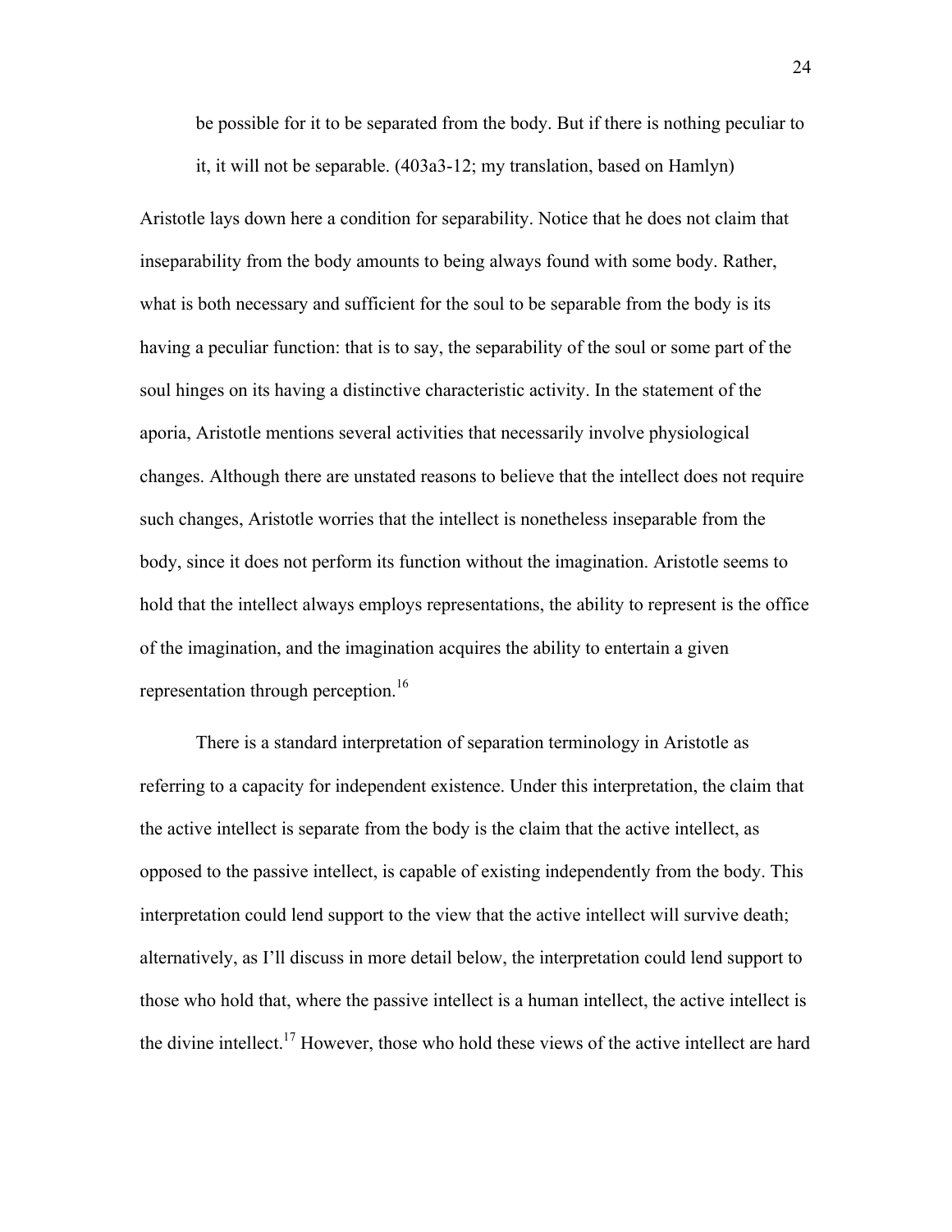> be possible for it to be separated from the body. But if there is nothing peculiar to it, it will not be separable. (403a3-12; my translation, based on Hamlyn)

Aristotle lays down here a condition for separability. Notice that he does not claim that inseparability from the body amounts to being always found with some body. Rather, what is both necessary and sufficient for the soul to be separable from the body is its having a peculiar function: that is to say, the separability of the soul or some part of the soul hinges on its having a distinctive characteristic activity. In the statement of the aporia, Aristotle mentions several activities that necessarily involve physiological changes. Although there are unstated reasons to believe that the intellect does not require such changes, Aristotle worries that the intellect is nonetheless inseparable from the body, since it does not perform its function without the imagination. Aristotle seems to hold that the intellect always employs representations, the ability to represent is the office of the imagination, and the imagination acquires the ability to entertain a given representation through perception.[16]

There is a standard interpretation of separation terminology in Aristotle as referring to a capacity for independent existence. Under this interpretation, the claim that the active intellect is separate from the body is the claim that the active intellect, as opposed to the passive intellect, is capable of existing independently from the body. This interpretation could lend support to the view that the active intellect will survive death; alternatively, as I'll discuss in more detail below, the interpretation could lend support to those who hold that, where the passive intellect is a human intellect, the active intellect is the divine intellect.[17] However, those who hold these views of the active intellect are hard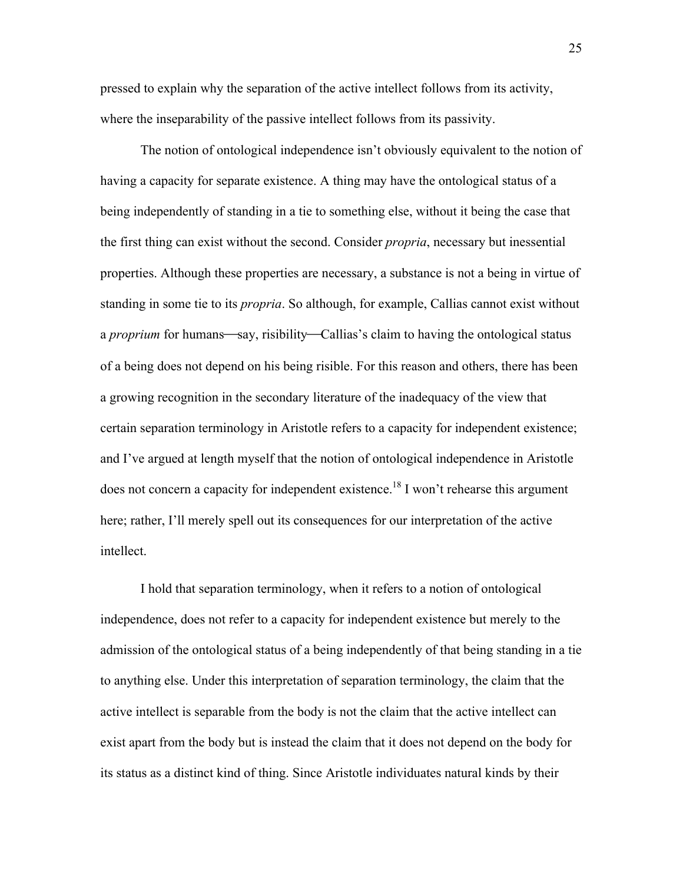pressed to explain why the separation of the active intellect follows from its activity, where the inseparability of the passive intellect follows from its passivity.

The notion of ontological independence isn't obviously equivalent to the notion of having a capacity for separate existence. A thing may have the ontological status of a being independently of standing in a tie to something else, without it being the case that the first thing can exist without the second. Consider *propria*, necessary but inessential properties. Although these properties are necessary, a substance is not a being in virtue of standing in some tie to its *propria*. So although, for example, Callias cannot exist without a *proprium* for humans—say, risibility—Callias's claim to having the ontological status of a being does not depend on his being risible. For this reason and others, there has been a growing recognition in the secondary literature of the inadequacy of the view that certain separation terminology in Aristotle refers to a capacity for independent existence; and I've argued at length myself that the notion of ontological independence in Aristotle does not concern a capacity for independent existence.[18] I won't rehearse this argument here; rather, I'll merely spell out its consequences for our interpretation of the active intellect.

I hold that separation terminology, when it refers to a notion of ontological independence, does not refer to a capacity for independent existence but merely to the admission of the ontological status of a being independently of that being standing in a tie to anything else. Under this interpretation of separation terminology, the claim that the active intellect is separable from the body is not the claim that the active intellect can exist apart from the body but is instead the claim that it does not depend on the body for its status as a distinct kind of thing. Since Aristotle individuates natural kinds by their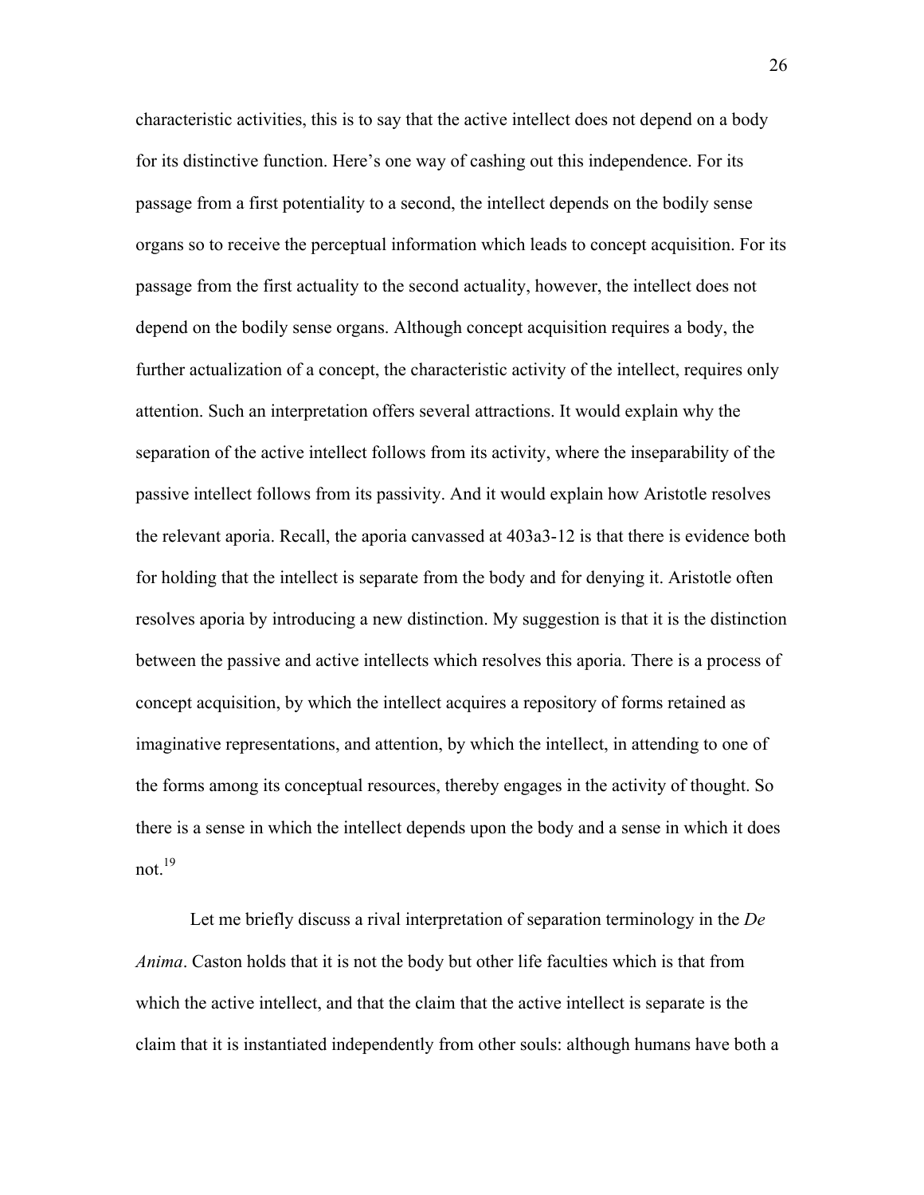characteristic activities, this is to say that the active intellect does not depend on a body for its distinctive function. Here's one way of cashing out this independence. For its passage from a first potentiality to a second, the intellect depends on the bodily sense organs so to receive the perceptual information which leads to concept acquisition. For its passage from the first actuality to the second actuality, however, the intellect does not depend on the bodily sense organs. Although concept acquisition requires a body, the further actualization of a concept, the characteristic activity of the intellect, requires only attention. Such an interpretation offers several attractions. It would explain why the separation of the active intellect follows from its activity, where the inseparability of the passive intellect follows from its passivity. And it would explain how Aristotle resolves the relevant aporia. Recall, the aporia canvassed at 403a3-12 is that there is evidence both for holding that the intellect is separate from the body and for denying it. Aristotle often resolves aporia by introducing a new distinction. My suggestion is that it is the distinction between the passive and active intellects which resolves this aporia. There is a process of concept acquisition, by which the intellect acquires a repository of forms retained as imaginative representations, and attention, by which the intellect, in attending to one of the forms among its conceptual resources, thereby engages in the activity of thought. So there is a sense in which the intellect depends upon the body and a sense in which it does not.[19]

Let me briefly discuss a rival interpretation of separation terminology in the *De Anima*. Caston holds that it is not the body but other life faculties which is that from which the active intellect, and that the claim that the active intellect is separate is the claim that it is instantiated independently from other souls: although humans have both a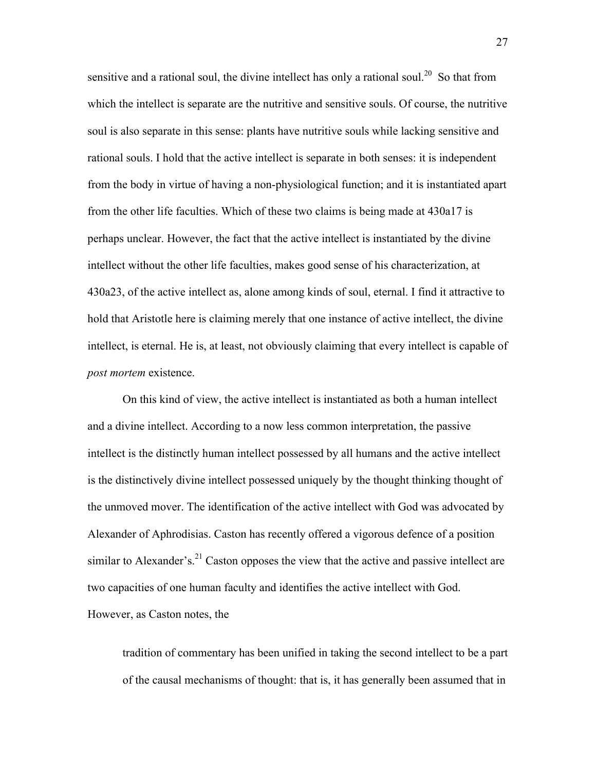sensitive and a rational soul, the divine intellect has only a rational soul.[20] So that from which the intellect is separate are the nutritive and sensitive souls. Of course, the nutritive soul is also separate in this sense: plants have nutritive souls while lacking sensitive and rational souls. I hold that the active intellect is separate in both senses: it is independent from the body in virtue of having a non-physiological function; and it is instantiated apart from the other life faculties. Which of these two claims is being made at 430a17 is perhaps unclear. However, the fact that the active intellect is instantiated by the divine intellect without the other life faculties, makes good sense of his characterization, at 430a23, of the active intellect as, alone among kinds of soul, eternal. I find it attractive to hold that Aristotle here is claiming merely that one instance of active intellect, the divine intellect, is eternal. He is, at least, not obviously claiming that every intellect is capable of *post mortem* existence.

On this kind of view, the active intellect is instantiated as both a human intellect and a divine intellect. According to a now less common interpretation, the passive intellect is the distinctly human intellect possessed by all humans and the active intellect is the distinctively divine intellect possessed uniquely by the thought thinking thought of the unmoved mover. The identification of the active intellect with God was advocated by Alexander of Aphrodisias. Caston has recently offered a vigorous defence of a position similar to Alexander's.[21] Caston opposes the view that the active and passive intellect are two capacities of one human faculty and identifies the active intellect with God. However, as Caston notes, the

> tradition of commentary has been unified in taking the second intellect to be a part of the causal mechanisms of thought: that is, it has generally been assumed that in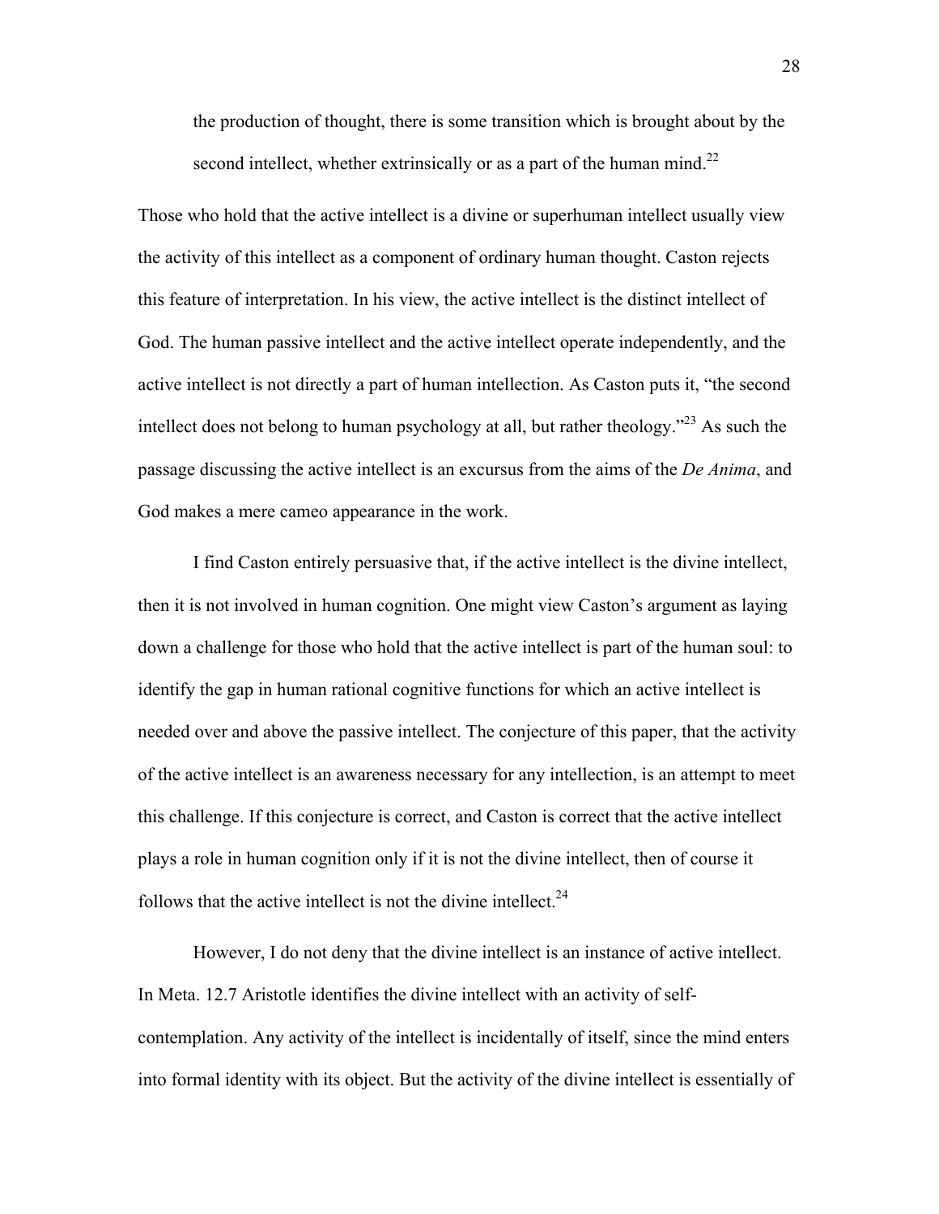the production of thought, there is some transition which is brought about by the second intellect, whether extrinsically or as a part of the human mind.[22]

Those who hold that the active intellect is a divine or superhuman intellect usually view the activity of this intellect as a component of ordinary human thought. Caston rejects this feature of interpretation. In his view, the active intellect is the distinct intellect of God. The human passive intellect and the active intellect operate independently, and the active intellect is not directly a part of human intellection. As Caston puts it, "the second intellect does not belong to human psychology at all, but rather theology."[23] As such the passage discussing the active intellect is an excursus from the aims of the *De Anima*, and God makes a mere cameo appearance in the work.

I find Caston entirely persuasive that, if the active intellect is the divine intellect, then it is not involved in human cognition. One might view Caston's argument as laying down a challenge for those who hold that the active intellect is part of the human soul: to identify the gap in human rational cognitive functions for which an active intellect is needed over and above the passive intellect. The conjecture of this paper, that the activity of the active intellect is an awareness necessary for any intellection, is an attempt to meet this challenge. If this conjecture is correct, and Caston is correct that the active intellect plays a role in human cognition only if it is not the divine intellect, then of course it follows that the active intellect is not the divine intellect.[24]

However, I do not deny that the divine intellect is an instance of active intellect. In Meta. 12.7 Aristotle identifies the divine intellect with an activity of self-contemplation. Any activity of the intellect is incidentally of itself, since the mind enters into formal identity with its object. But the activity of the divine intellect is essentially of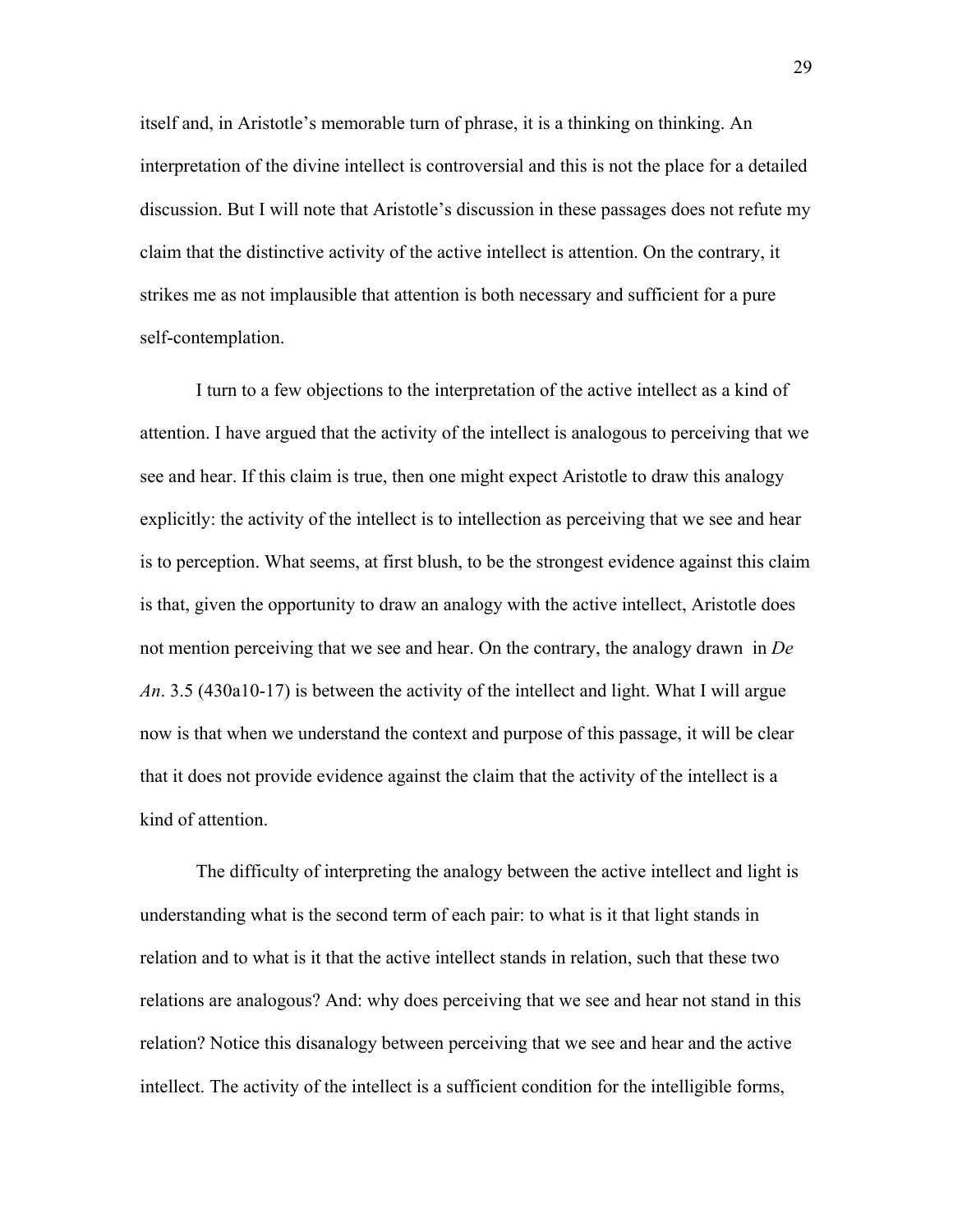itself and, in Aristotle's memorable turn of phrase, it is a thinking on thinking. An interpretation of the divine intellect is controversial and this is not the place for a detailed discussion. But I will note that Aristotle's discussion in these passages does not refute my claim that the distinctive activity of the active intellect is attention. On the contrary, it strikes me as not implausible that attention is both necessary and sufficient for a pure self-contemplation.

I turn to a few objections to the interpretation of the active intellect as a kind of attention. I have argued that the activity of the intellect is analogous to perceiving that we see and hear. If this claim is true, then one might expect Aristotle to draw this analogy explicitly: the activity of the intellect is to intellection as perceiving that we see and hear is to perception. What seems, at first blush, to be the strongest evidence against this claim is that, given the opportunity to draw an analogy with the active intellect, Aristotle does not mention perceiving that we see and hear. On the contrary, the analogy drawn in *De An*. 3.5 (430a10-17) is between the activity of the intellect and light. What I will argue now is that when we understand the context and purpose of this passage, it will be clear that it does not provide evidence against the claim that the activity of the intellect is a kind of attention.

The difficulty of interpreting the analogy between the active intellect and light is understanding what is the second term of each pair: to what is it that light stands in relation and to what is it that the active intellect stands in relation, such that these two relations are analogous? And: why does perceiving that we see and hear not stand in this relation? Notice this disanalogy between perceiving that we see and hear and the active intellect. The activity of the intellect is a sufficient condition for the intelligible forms,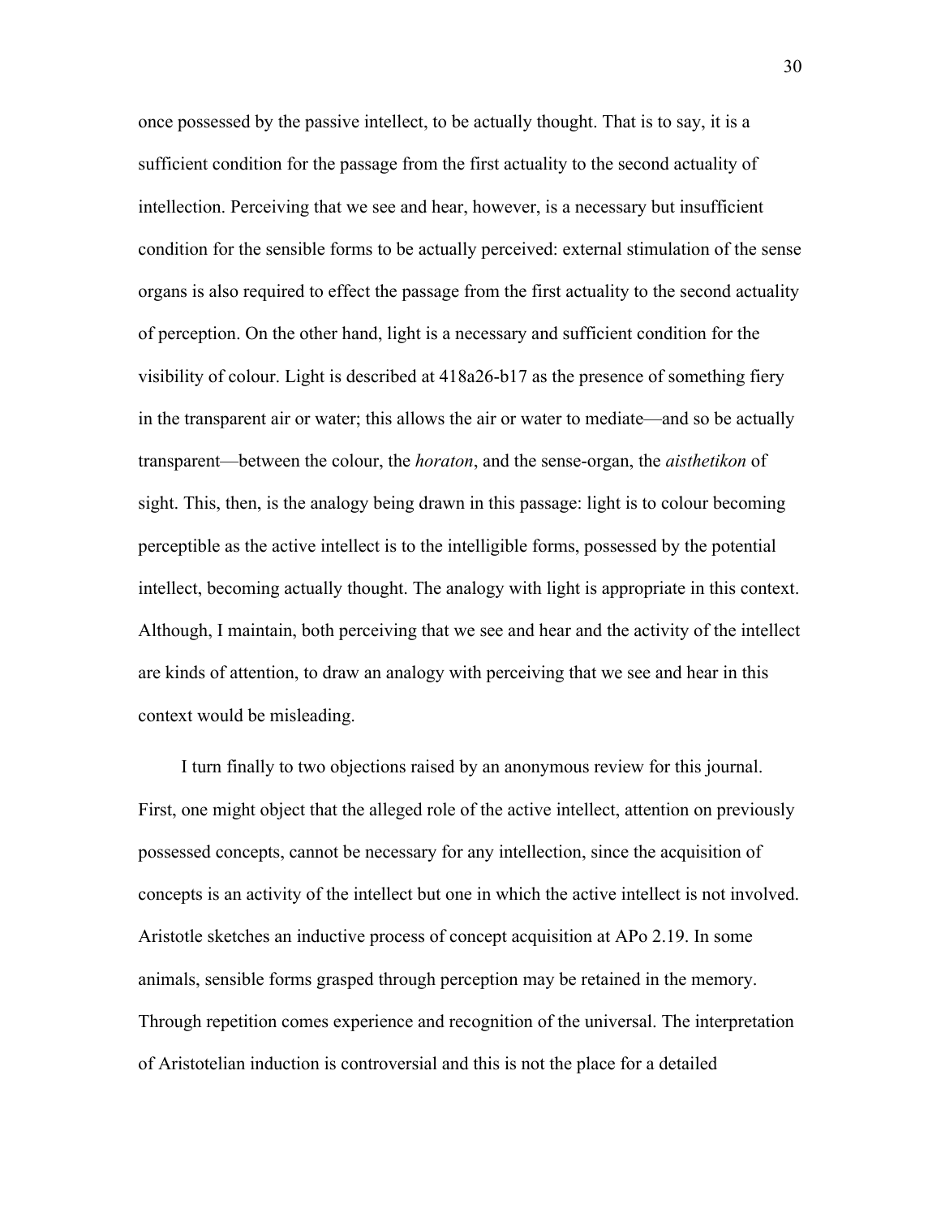once possessed by the passive intellect, to be actually thought. That is to say, it is a sufficient condition for the passage from the first actuality to the second actuality of intellection. Perceiving that we see and hear, however, is a necessary but insufficient condition for the sensible forms to be actually perceived: external stimulation of the sense organs is also required to effect the passage from the first actuality to the second actuality of perception. On the other hand, light is a necessary and sufficient condition for the visibility of colour. Light is described at 418a26-b17 as the presence of something fiery in the transparent air or water; this allows the air or water to mediate—and so be actually transparent—between the colour, the *horaton*, and the sense-organ, the *aisthetikon* of sight. This, then, is the analogy being drawn in this passage: light is to colour becoming perceptible as the active intellect is to the intelligible forms, possessed by the potential intellect, becoming actually thought. The analogy with light is appropriate in this context. Although, I maintain, both perceiving that we see and hear and the activity of the intellect are kinds of attention, to draw an analogy with perceiving that we see and hear in this context would be misleading.

I turn finally to two objections raised by an anonymous review for this journal. First, one might object that the alleged role of the active intellect, attention on previously possessed concepts, cannot be necessary for any intellection, since the acquisition of concepts is an activity of the intellect but one in which the active intellect is not involved. Aristotle sketches an inductive process of concept acquisition at APo 2.19. In some animals, sensible forms grasped through perception may be retained in the memory. Through repetition comes experience and recognition of the universal. The interpretation of Aristotelian induction is controversial and this is not the place for a detailed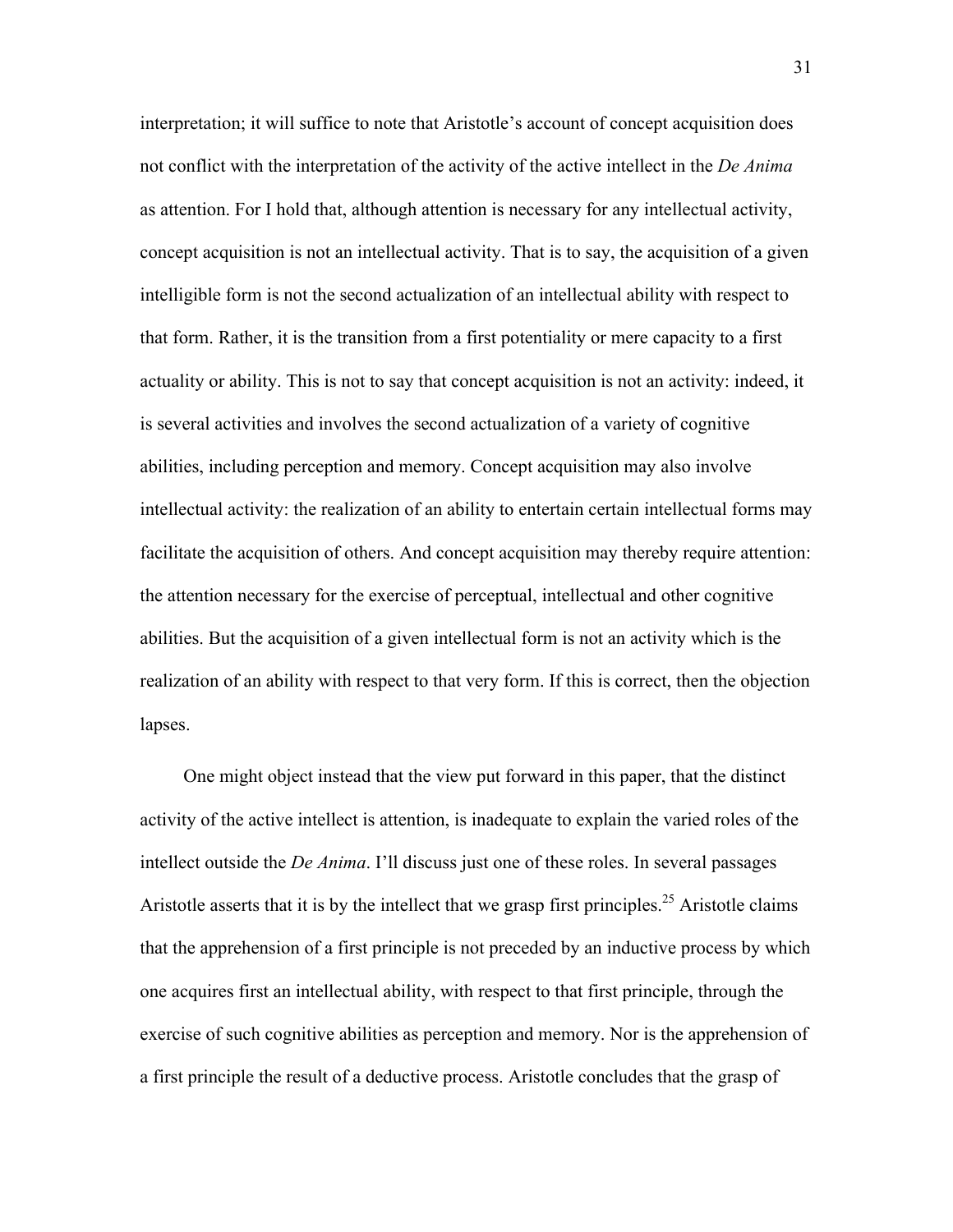interpretation; it will suffice to note that Aristotle's account of concept acquisition does not conflict with the interpretation of the activity of the active intellect in the *De Anima* as attention. For I hold that, although attention is necessary for any intellectual activity, concept acquisition is not an intellectual activity. That is to say, the acquisition of a given intelligible form is not the second actualization of an intellectual ability with respect to that form. Rather, it is the transition from a first potentiality or mere capacity to a first actuality or ability. This is not to say that concept acquisition is not an activity: indeed, it is several activities and involves the second actualization of a variety of cognitive abilities, including perception and memory. Concept acquisition may also involve intellectual activity: the realization of an ability to entertain certain intellectual forms may facilitate the acquisition of others. And concept acquisition may thereby require attention: the attention necessary for the exercise of perceptual, intellectual and other cognitive abilities. But the acquisition of a given intellectual form is not an activity which is the realization of an ability with respect to that very form. If this is correct, then the objection lapses.

One might object instead that the view put forward in this paper, that the distinct activity of the active intellect is attention, is inadequate to explain the varied roles of the intellect outside the *De Anima*. I'll discuss just one of these roles. In several passages Aristotle asserts that it is by the intellect that we grasp first principles.[25] Aristotle claims that the apprehension of a first principle is not preceded by an inductive process by which one acquires first an intellectual ability, with respect to that first principle, through the exercise of such cognitive abilities as perception and memory. Nor is the apprehension of a first principle the result of a deductive process. Aristotle concludes that the grasp of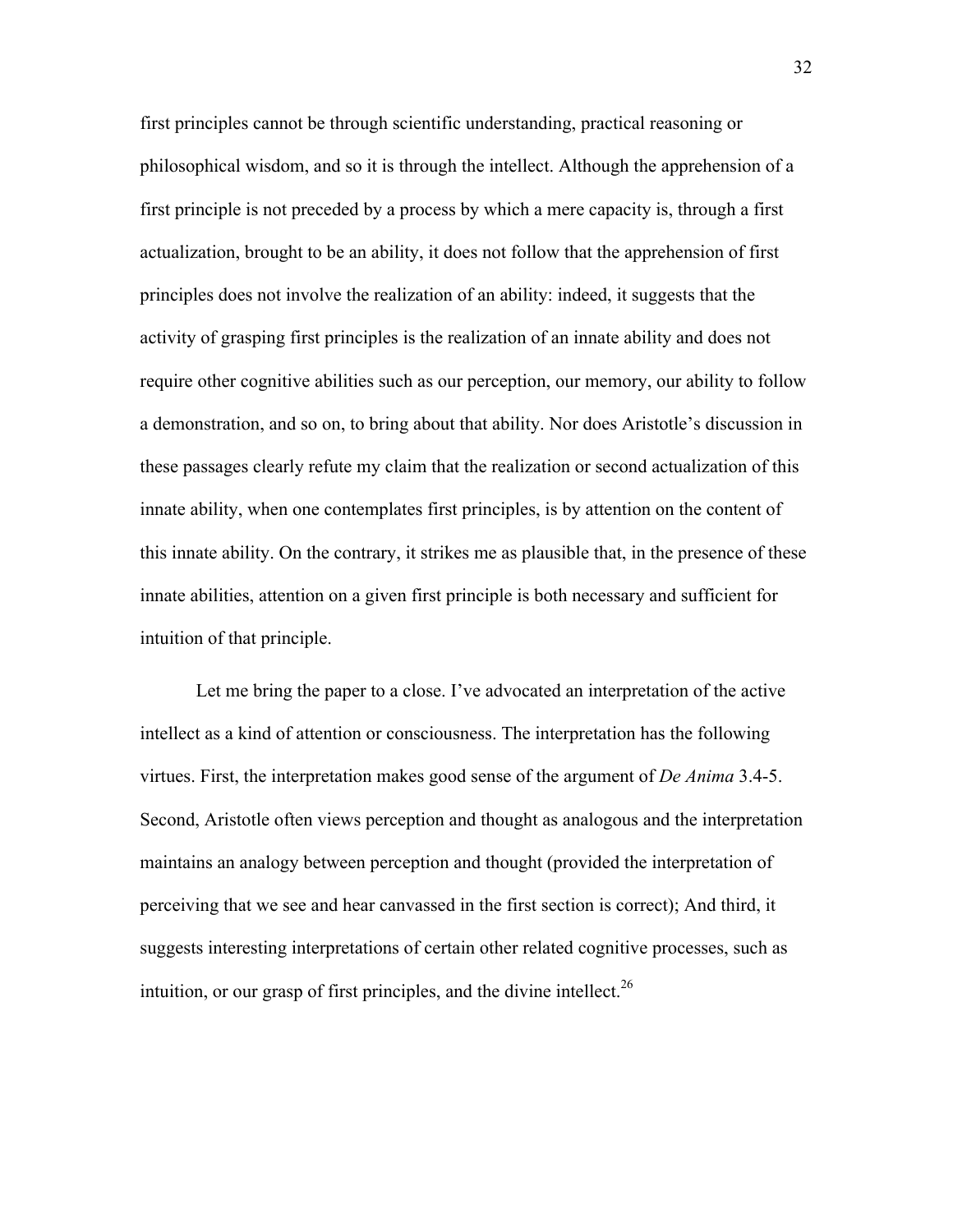first principles cannot be through scientific understanding, practical reasoning or philosophical wisdom, and so it is through the intellect. Although the apprehension of a first principle is not preceded by a process by which a mere capacity is, through a first actualization, brought to be an ability, it does not follow that the apprehension of first principles does not involve the realization of an ability: indeed, it suggests that the activity of grasping first principles is the realization of an innate ability and does not require other cognitive abilities such as our perception, our memory, our ability to follow a demonstration, and so on, to bring about that ability. Nor does Aristotle's discussion in these passages clearly refute my claim that the realization or second actualization of this innate ability, when one contemplates first principles, is by attention on the content of this innate ability. On the contrary, it strikes me as plausible that, in the presence of these innate abilities, attention on a given first principle is both necessary and sufficient for intuition of that principle.

Let me bring the paper to a close. I've advocated an interpretation of the active intellect as a kind of attention or consciousness. The interpretation has the following virtues. First, the interpretation makes good sense of the argument of *De Anima* 3.4-5. Second, Aristotle often views perception and thought as analogous and the interpretation maintains an analogy between perception and thought (provided the interpretation of perceiving that we see and hear canvassed in the first section is correct); And third, it suggests interesting interpretations of certain other related cognitive processes, such as intuition, or our grasp of first principles, and the divine intellect.[26]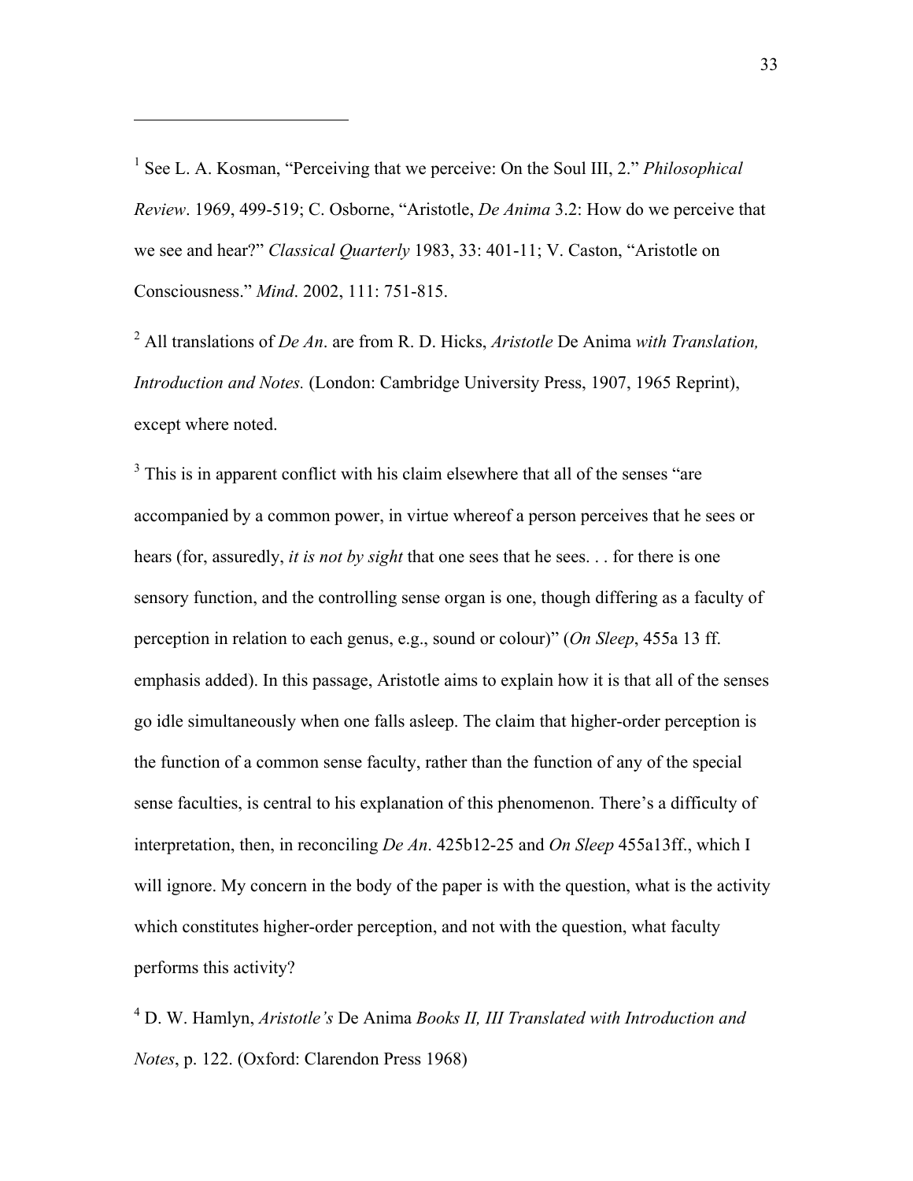---

[1] See L. A. Kosman, "Perceiving that we perceive: On the Soul III, 2." *Philosophical Review*. 1969, 499-519; C. Osborne, "Aristotle, *De Anima* 3.2: How do we perceive that we see and hear?" *Classical Quarterly* 1983, 33: 401-11; V. Caston, "Aristotle on Consciousness." *Mind*. 2002, 111: 751-815.

[2] All translations of *De An*. are from R. D. Hicks, *Aristotle* De Anima *with Translation, Introduction and Notes.* (London: Cambridge University Press, 1907, 1965 Reprint), except where noted.

[3] This is in apparent conflict with his claim elsewhere that all of the senses "are accompanied by a common power, in virtue whereof a person perceives that he sees or hears (for, assuredly, *it is not by sight* that one sees that he sees. . . for there is one sensory function, and the controlling sense organ is one, though differing as a faculty of perception in relation to each genus, e.g., sound or colour)" (*On Sleep*, 455a 13 ff. emphasis added). In this passage, Aristotle aims to explain how it is that all of the senses go idle simultaneously when one falls asleep. The claim that higher-order perception is the function of a common sense faculty, rather than the function of any of the special sense faculties, is central to his explanation of this phenomenon. There's a difficulty of interpretation, then, in reconciling *De An*. 425b12-25 and *On Sleep* 455a13ff., which I will ignore. My concern in the body of the paper is with the question, what is the activity which constitutes higher-order perception, and not with the question, what faculty performs this activity?

[4] D. W. Hamlyn, *Aristotle's* De Anima *Books II, III Translated with Introduction and Notes*, p. 122. (Oxford: Clarendon Press 1968)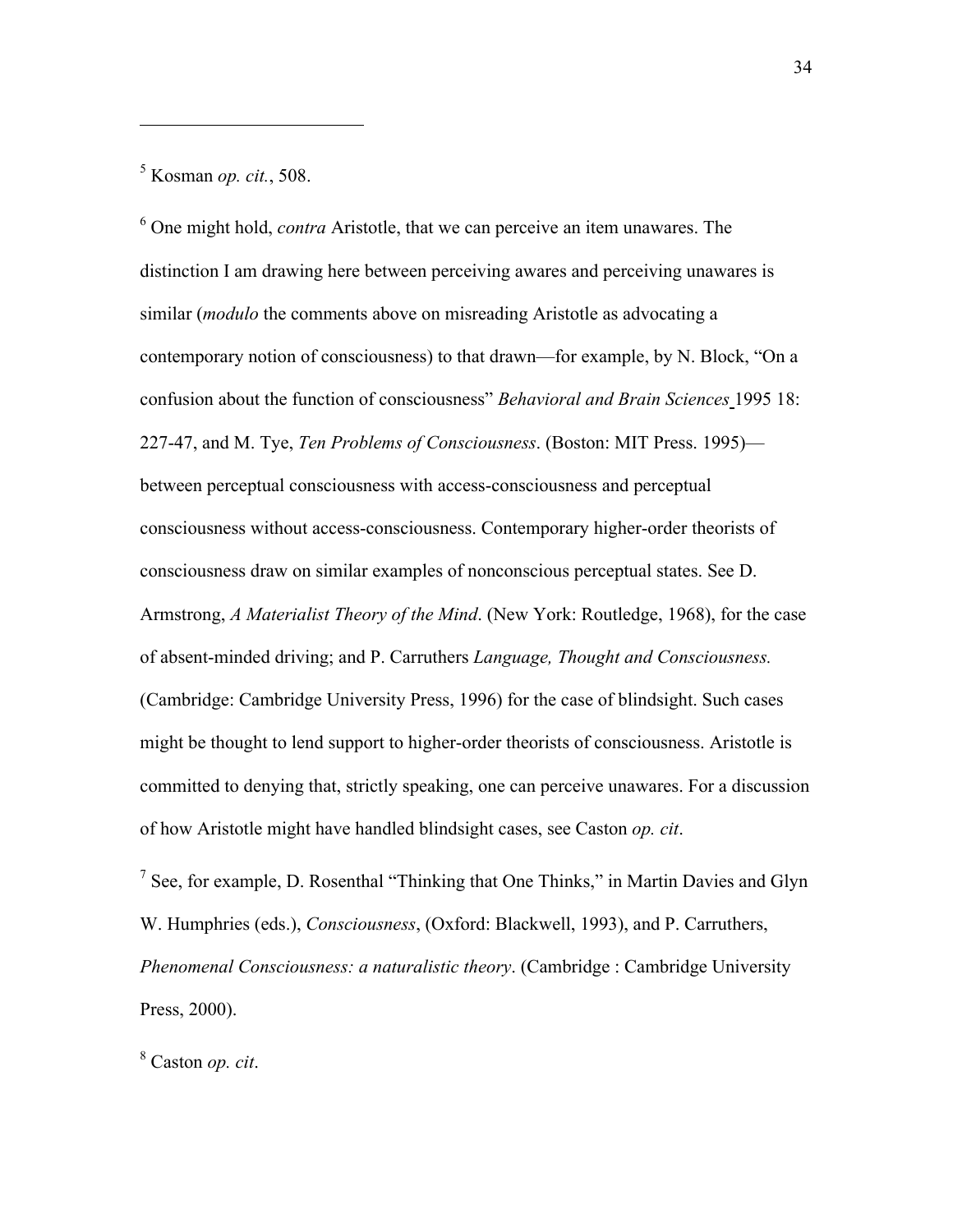[5] Kosman *op. cit.*, 508.

[6] One might hold, *contra* Aristotle, that we can perceive an item unawares. The distinction I am drawing here between perceiving awares and perceiving unawares is similar (*modulo* the comments above on misreading Aristotle as advocating a contemporary notion of consciousness) to that drawn—for example, by N. Block, "On a confusion about the function of consciousness" *Behavioral and Brain Sciences* 1995 18: 227-47, and M. Tye, *Ten Problems of Consciousness*. (Boston: MIT Press. 1995)—between perceptual consciousness with access-consciousness and perceptual consciousness without access-consciousness. Contemporary higher-order theorists of consciousness draw on similar examples of nonconscious perceptual states. See D. Armstrong, *A Materialist Theory of the Mind*. (New York: Routledge, 1968), for the case of absent-minded driving; and P. Carruthers *Language, Thought and Consciousness.* (Cambridge: Cambridge University Press, 1996) for the case of blindsight. Such cases might be thought to lend support to higher-order theorists of consciousness. Aristotle is committed to denying that, strictly speaking, one can perceive unawares. For a discussion of how Aristotle might have handled blindsight cases, see Caston *op. cit*.

[7] See, for example, D. Rosenthal "Thinking that One Thinks," in Martin Davies and Glyn W. Humphries (eds.), *Consciousness*, (Oxford: Blackwell, 1993), and P. Carruthers, *Phenomenal Consciousness: a naturalistic theory*. (Cambridge : Cambridge University Press, 2000).

[8] Caston *op. cit*.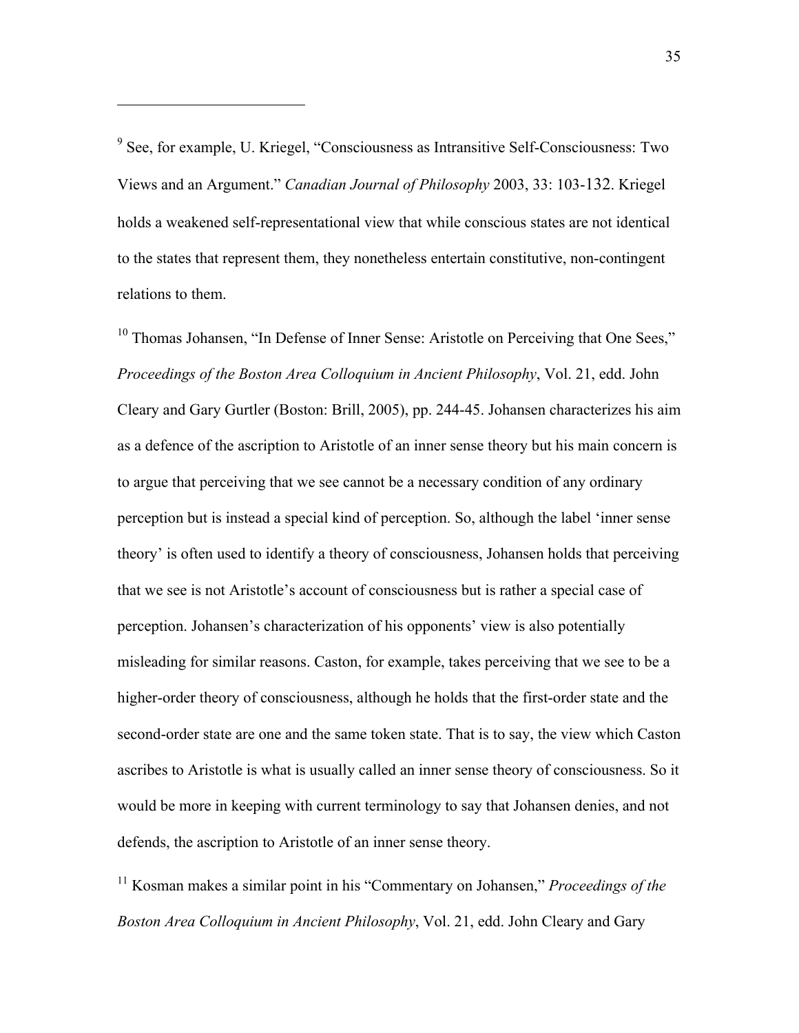[9] See, for example, U. Kriegel, "Consciousness as Intransitive Self-Consciousness: Two Views and an Argument." *Canadian Journal of Philosophy* 2003, 33: 103-132. Kriegel holds a weakened self-representational view that while conscious states are not identical to the states that represent them, they nonetheless entertain constitutive, non-contingent relations to them.

[10] Thomas Johansen, "In Defense of Inner Sense: Aristotle on Perceiving that One Sees," *Proceedings of the Boston Area Colloquium in Ancient Philosophy*, Vol. 21, edd. John Cleary and Gary Gurtler (Boston: Brill, 2005), pp. 244-45. Johansen characterizes his aim as a defence of the ascription to Aristotle of an inner sense theory but his main concern is to argue that perceiving that we see cannot be a necessary condition of any ordinary perception but is instead a special kind of perception. So, although the label 'inner sense theory' is often used to identify a theory of consciousness, Johansen holds that perceiving that we see is not Aristotle's account of consciousness but is rather a special case of perception. Johansen's characterization of his opponents' view is also potentially misleading for similar reasons. Caston, for example, takes perceiving that we see to be a higher-order theory of consciousness, although he holds that the first-order state and the second-order state are one and the same token state. That is to say, the view which Caston ascribes to Aristotle is what is usually called an inner sense theory of consciousness. So it would be more in keeping with current terminology to say that Johansen denies, and not defends, the ascription to Aristotle of an inner sense theory.

[11] Kosman makes a similar point in his "Commentary on Johansen," *Proceedings of the Boston Area Colloquium in Ancient Philosophy*, Vol. 21, edd. John Cleary and Gary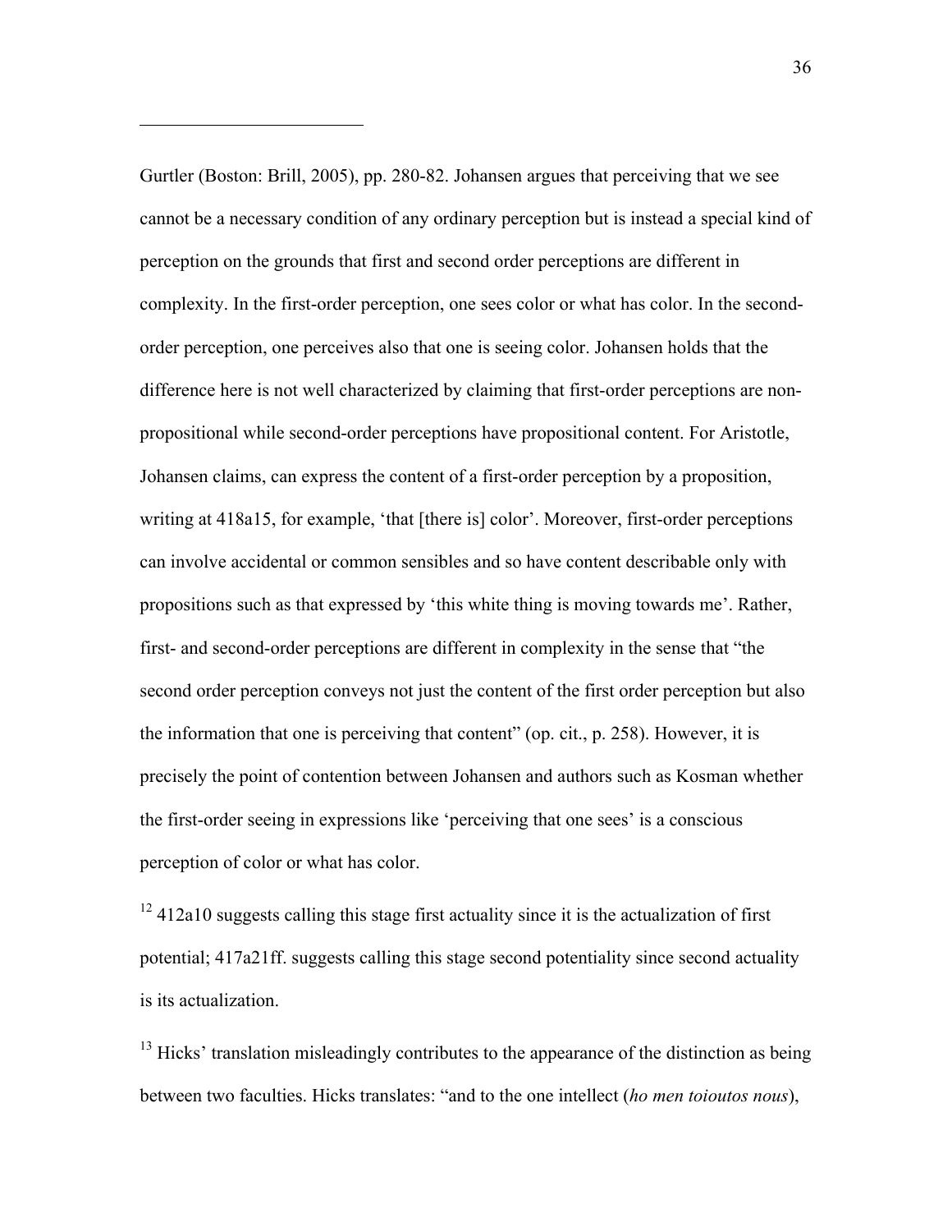Gurtler (Boston: Brill, 2005), pp. 280-82. Johansen argues that perceiving that we see cannot be a necessary condition of any ordinary perception but is instead a special kind of perception on the grounds that first and second order perceptions are different in complexity. In the first-order perception, one sees color or what has color. In the second-order perception, one perceives also that one is seeing color. Johansen holds that the difference here is not well characterized by claiming that first-order perceptions are non-propositional while second-order perceptions have propositional content. For Aristotle, Johansen claims, can express the content of a first-order perception by a proposition, writing at 418a15, for example, 'that [there is] color'. Moreover, first-order perceptions can involve accidental or common sensibles and so have content describable only with propositions such as that expressed by 'this white thing is moving towards me'. Rather, first- and second-order perceptions are different in complexity in the sense that "the second order perception conveys not just the content of the first order perception but also the information that one is perceiving that content" (op. cit., p. 258). However, it is precisely the point of contention between Johansen and authors such as Kosman whether the first-order seeing in expressions like 'perceiving that one sees' is a conscious perception of color or what has color.

[12] 412a10 suggests calling this stage first actuality since it is the actualization of first potential; 417a21ff. suggests calling this stage second potentiality since second actuality is its actualization.

[13] Hicks' translation misleadingly contributes to the appearance of the distinction as being between two faculties. Hicks translates: "and to the one intellect (*ho men toioutos nous*),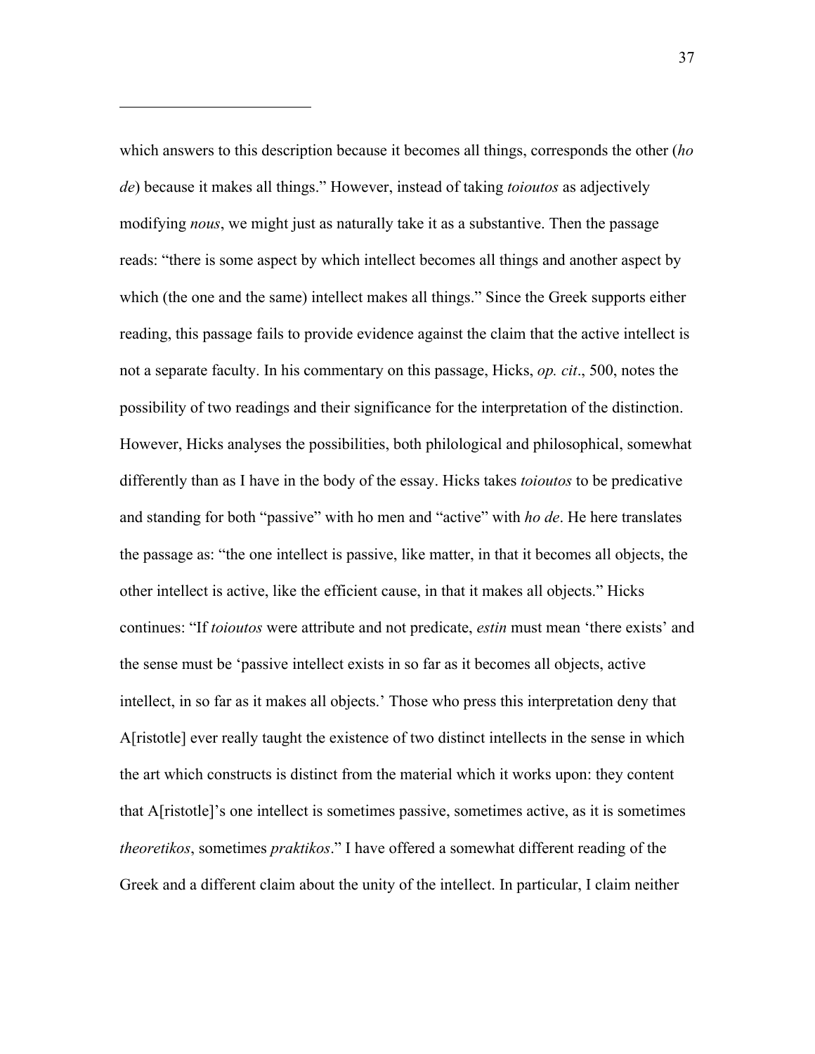which answers to this description because it becomes all things, corresponds the other (*ho de*) because it makes all things." However, instead of taking *toioutos* as adjectively modifying *nous*, we might just as naturally take it as a substantive. Then the passage reads: "there is some aspect by which intellect becomes all things and another aspect by which (the one and the same) intellect makes all things." Since the Greek supports either reading, this passage fails to provide evidence against the claim that the active intellect is not a separate faculty. In his commentary on this passage, Hicks, *op. cit*., 500, notes the possibility of two readings and their significance for the interpretation of the distinction. However, Hicks analyses the possibilities, both philological and philosophical, somewhat differently than as I have in the body of the essay. Hicks takes *toioutos* to be predicative and standing for both "passive" with ho men and "active" with *ho de*. He here translates the passage as: "the one intellect is passive, like matter, in that it becomes all objects, the other intellect is active, like the efficient cause, in that it makes all objects." Hicks continues: "If *toioutos* were attribute and not predicate, *estin* must mean 'there exists' and the sense must be 'passive intellect exists in so far as it becomes all objects, active intellect, in so far as it makes all objects.' Those who press this interpretation deny that A[ristotle] ever really taught the existence of two distinct intellects in the sense in which the art which constructs is distinct from the material which it works upon: they content that A[ristotle]'s one intellect is sometimes passive, sometimes active, as it is sometimes *theoretikos*, sometimes *praktikos*." I have offered a somewhat different reading of the Greek and a different claim about the unity of the intellect. In particular, I claim neither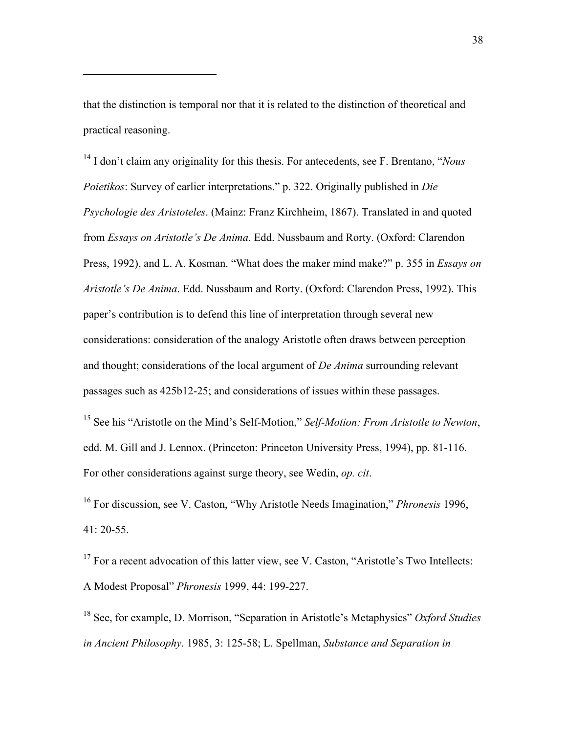that the distinction is temporal nor that it is related to the distinction of theoretical and practical reasoning.

[14] I don't claim any originality for this thesis. For antecedents, see F. Brentano, "*Nous Poietikos*: Survey of earlier interpretations." p. 322. Originally published in *Die Psychologie des Aristoteles*. (Mainz: Franz Kirchheim, 1867). Translated in and quoted from *Essays on Aristotle's De Anima*. Edd. Nussbaum and Rorty. (Oxford: Clarendon Press, 1992), and L. A. Kosman. "What does the maker mind make?" p. 355 in *Essays on Aristotle's De Anima*. Edd. Nussbaum and Rorty. (Oxford: Clarendon Press, 1992). This paper's contribution is to defend this line of interpretation through several new considerations: consideration of the analogy Aristotle often draws between perception and thought; considerations of the local argument of *De Anima* surrounding relevant passages such as 425b12-25; and considerations of issues within these passages.

[15] See his "Aristotle on the Mind's Self-Motion," *Self-Motion: From Aristotle to Newton*, edd. M. Gill and J. Lennox. (Princeton: Princeton University Press, 1994), pp. 81-116. For other considerations against surge theory, see Wedin, *op. cit*.

[16] For discussion, see V. Caston, "Why Aristotle Needs Imagination," *Phronesis* 1996, 41: 20-55.

[17] For a recent advocation of this latter view, see V. Caston, "Aristotle's Two Intellects: A Modest Proposal" *Phronesis* 1999, 44: 199-227.

[18] See, for example, D. Morrison, "Separation in Aristotle's Metaphysics" *Oxford Studies in Ancient Philosophy*. 1985, 3: 125-58; L. Spellman, *Substance and Separation in*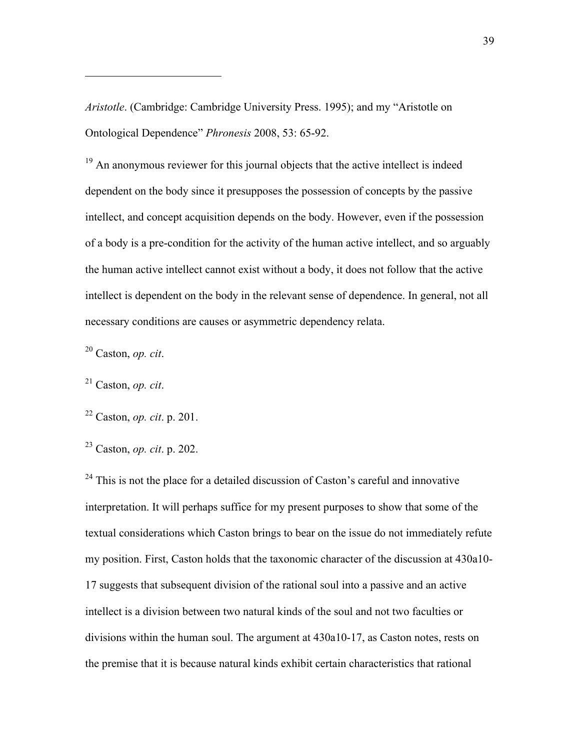*Aristotle*. (Cambridge: Cambridge University Press. 1995); and my "Aristotle on Ontological Dependence" *Phronesis* 2008, 53: 65-92.

[19] An anonymous reviewer for this journal objects that the active intellect is indeed dependent on the body since it presupposes the possession of concepts by the passive intellect, and concept acquisition depends on the body. However, even if the possession of a body is a pre-condition for the activity of the human active intellect, and so arguably the human active intellect cannot exist without a body, it does not follow that the active intellect is dependent on the body in the relevant sense of dependence. In general, not all necessary conditions are causes or asymmetric dependency relata.

[20] Caston, *op. cit*.

[21] Caston, *op. cit*.

[22] Caston, *op. cit*. p. 201.

[23] Caston, *op. cit*. p. 202.

[24] This is not the place for a detailed discussion of Caston's careful and innovative interpretation. It will perhaps suffice for my present purposes to show that some of the textual considerations which Caston brings to bear on the issue do not immediately refute my position. First, Caston holds that the taxonomic character of the discussion at 430a10-17 suggests that subsequent division of the rational soul into a passive and an active intellect is a division between two natural kinds of the soul and not two faculties or divisions within the human soul. The argument at 430a10-17, as Caston notes, rests on the premise that it is because natural kinds exhibit certain characteristics that rational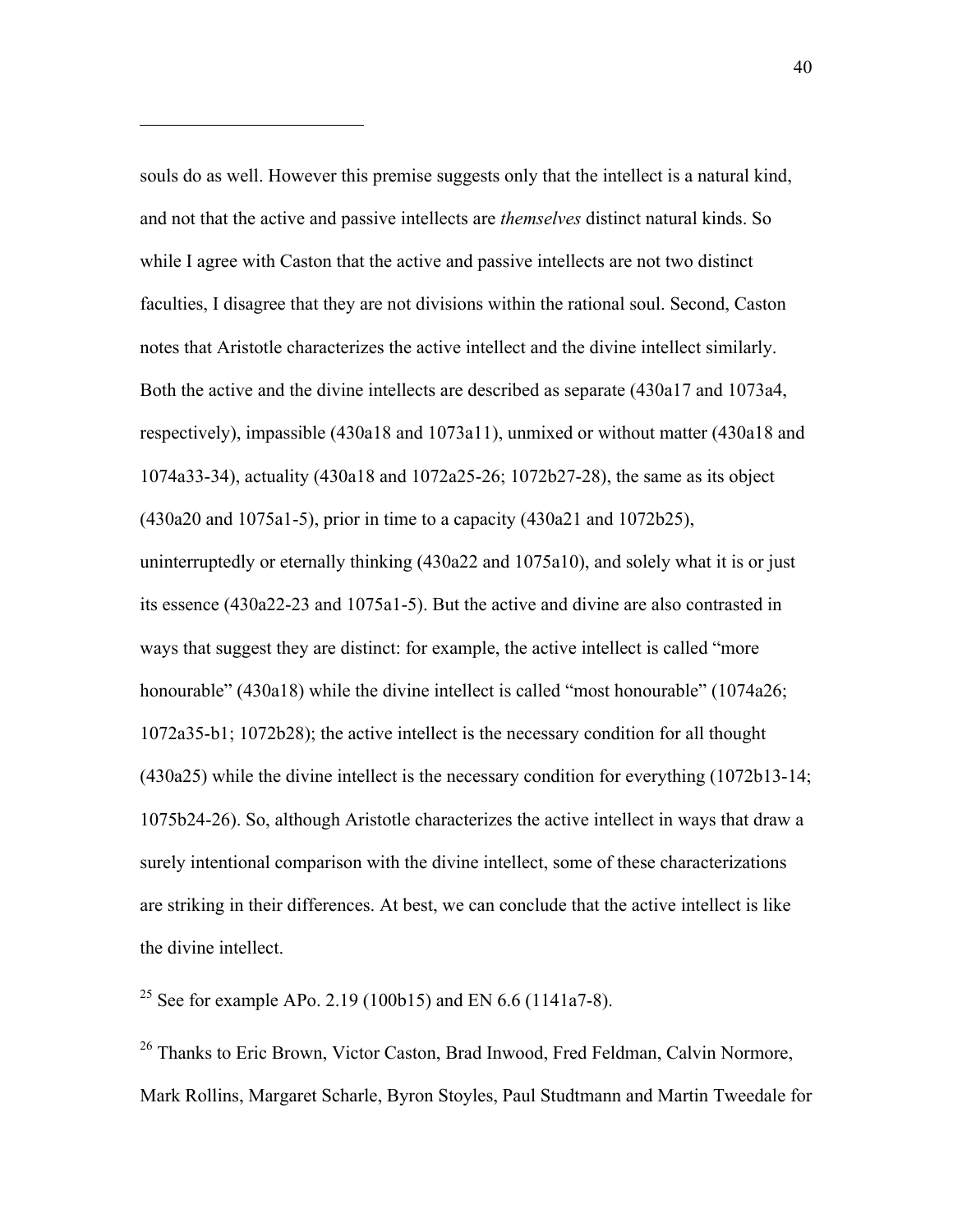souls do as well. However this premise suggests only that the intellect is a natural kind, and not that the active and passive intellects are *themselves* distinct natural kinds. So while I agree with Caston that the active and passive intellects are not two distinct faculties, I disagree that they are not divisions within the rational soul. Second, Caston notes that Aristotle characterizes the active intellect and the divine intellect similarly. Both the active and the divine intellects are described as separate (430a17 and 1073a4, respectively), impassible (430a18 and 1073a11), unmixed or without matter (430a18 and 1074a33-34), actuality (430a18 and 1072a25-26; 1072b27-28), the same as its object (430a20 and 1075a1-5), prior in time to a capacity (430a21 and 1072b25), uninterruptedly or eternally thinking (430a22 and 1075a10), and solely what it is or just its essence (430a22-23 and 1075a1-5). But the active and divine are also contrasted in ways that suggest they are distinct: for example, the active intellect is called "more honourable" (430a18) while the divine intellect is called "most honourable" (1074a26; 1072a35-b1; 1072b28); the active intellect is the necessary condition for all thought (430a25) while the divine intellect is the necessary condition for everything (1072b13-14; 1075b24-26). So, although Aristotle characterizes the active intellect in ways that draw a surely intentional comparison with the divine intellect, some of these characterizations are striking in their differences. At best, we can conclude that the active intellect is like the divine intellect.

[25] See for example APo. 2.19 (100b15) and EN 6.6 (1141a7-8).

[26] Thanks to Eric Brown, Victor Caston, Brad Inwood, Fred Feldman, Calvin Normore, Mark Rollins, Margaret Scharle, Byron Stoyles, Paul Studtmann and Martin Tweedale for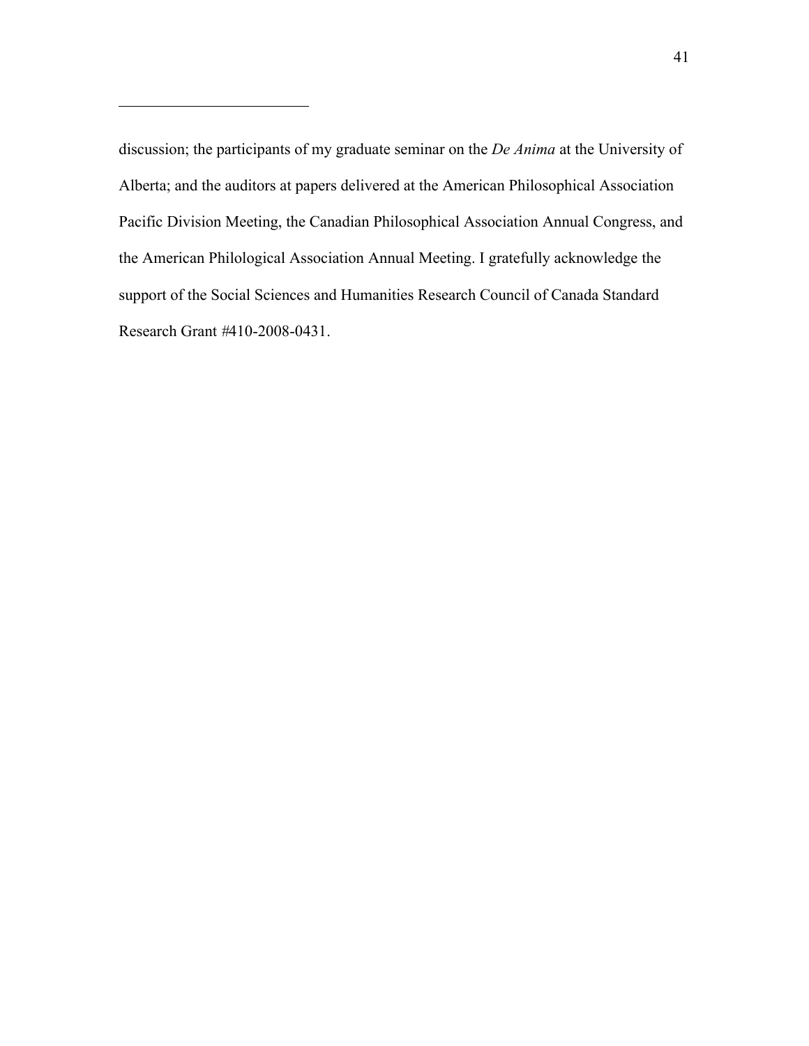discussion; the participants of my graduate seminar on the *De Anima* at the University of Alberta; and the auditors at papers delivered at the American Philosophical Association Pacific Division Meeting, the Canadian Philosophical Association Annual Congress, and the American Philological Association Annual Meeting. I gratefully acknowledge the support of the Social Sciences and Humanities Research Council of Canada Standard Research Grant #410-2008-0431.